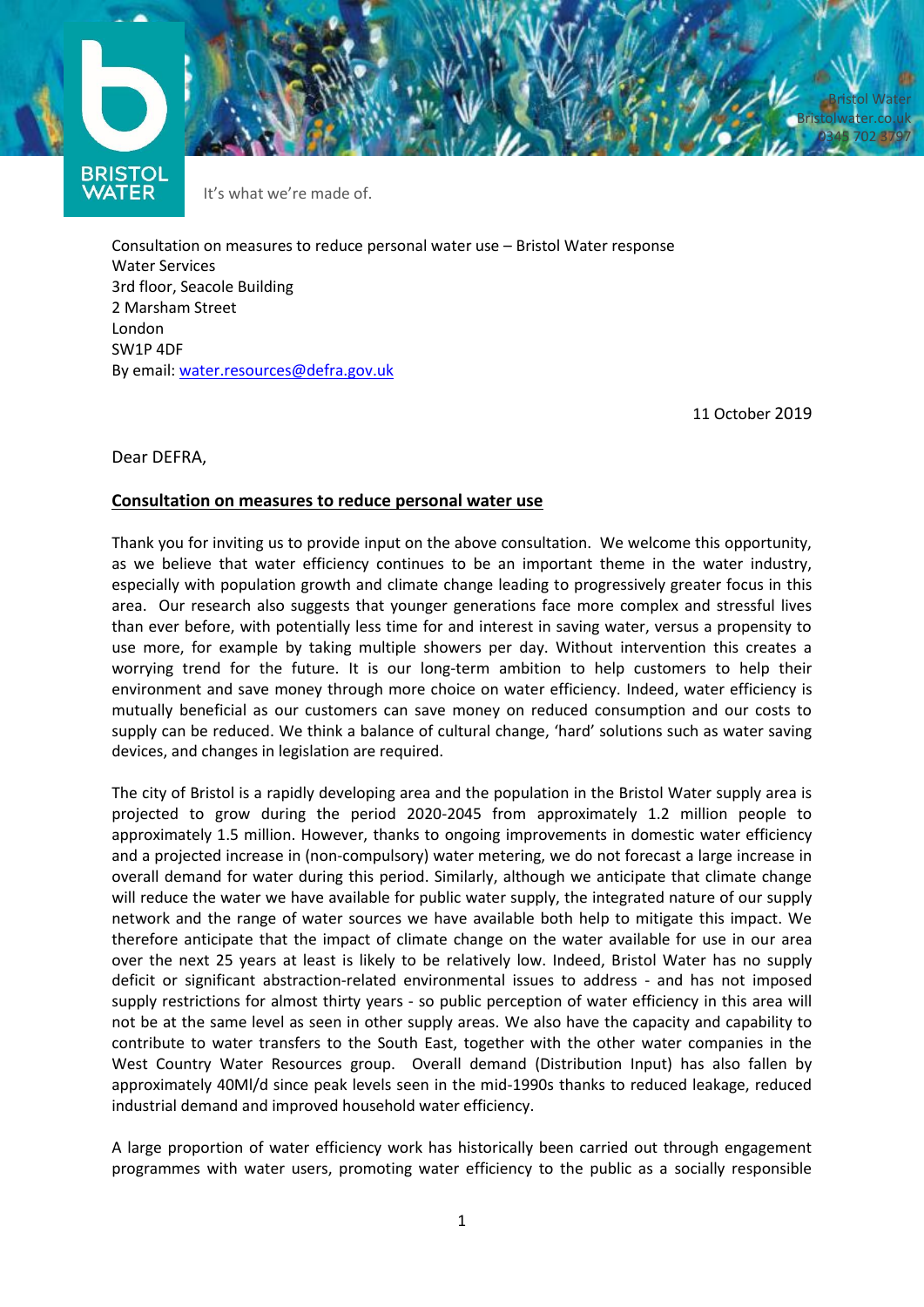BRISTOL WATER

It's what we're made of.

Bristol Water
Bristolwater.co.uk
0345 702 3797

Consultation on measures to reduce personal water use – Bristol Water response
Water Services
3rd floor, Seacole Building
2 Marsham Street
London
SW1P 4DF
By email: water.resources@defra.gov.uk

11 October 2019

Dear DEFRA,

**Consultation on measures to reduce personal water use**

Thank you for inviting us to provide input on the above consultation. We welcome this opportunity, as we believe that water efficiency continues to be an important theme in the water industry, especially with population growth and climate change leading to progressively greater focus in this area. Our research also suggests that younger generations face more complex and stressful lives than ever before, with potentially less time for and interest in saving water, versus a propensity to use more, for example by taking multiple showers per day. Without intervention this creates a worrying trend for the future. It is our long-term ambition to help customers to help their environment and save money through more choice on water efficiency. Indeed, water efficiency is mutually beneficial as our customers can save money on reduced consumption and our costs to supply can be reduced. We think a balance of cultural change, 'hard' solutions such as water saving devices, and changes in legislation are required.

The city of Bristol is a rapidly developing area and the population in the Bristol Water supply area is projected to grow during the period 2020-2045 from approximately 1.2 million people to approximately 1.5 million. However, thanks to ongoing improvements in domestic water efficiency and a projected increase in (non-compulsory) water metering, we do not forecast a large increase in overall demand for water during this period. Similarly, although we anticipate that climate change will reduce the water we have available for public water supply, the integrated nature of our supply network and the range of water sources we have available both help to mitigate this impact. We therefore anticipate that the impact of climate change on the water available for use in our area over the next 25 years at least is likely to be relatively low. Indeed, Bristol Water has no supply deficit or significant abstraction-related environmental issues to address - and has not imposed supply restrictions for almost thirty years - so public perception of water efficiency in this area will not be at the same level as seen in other supply areas. We also have the capacity and capability to contribute to water transfers to the South East, together with the other water companies in the West Country Water Resources group. Overall demand (Distribution Input) has also fallen by approximately 40Ml/d since peak levels seen in the mid-1990s thanks to reduced leakage, reduced industrial demand and improved household water efficiency.

A large proportion of water efficiency work has historically been carried out through engagement programmes with water users, promoting water efficiency to the public as a socially responsible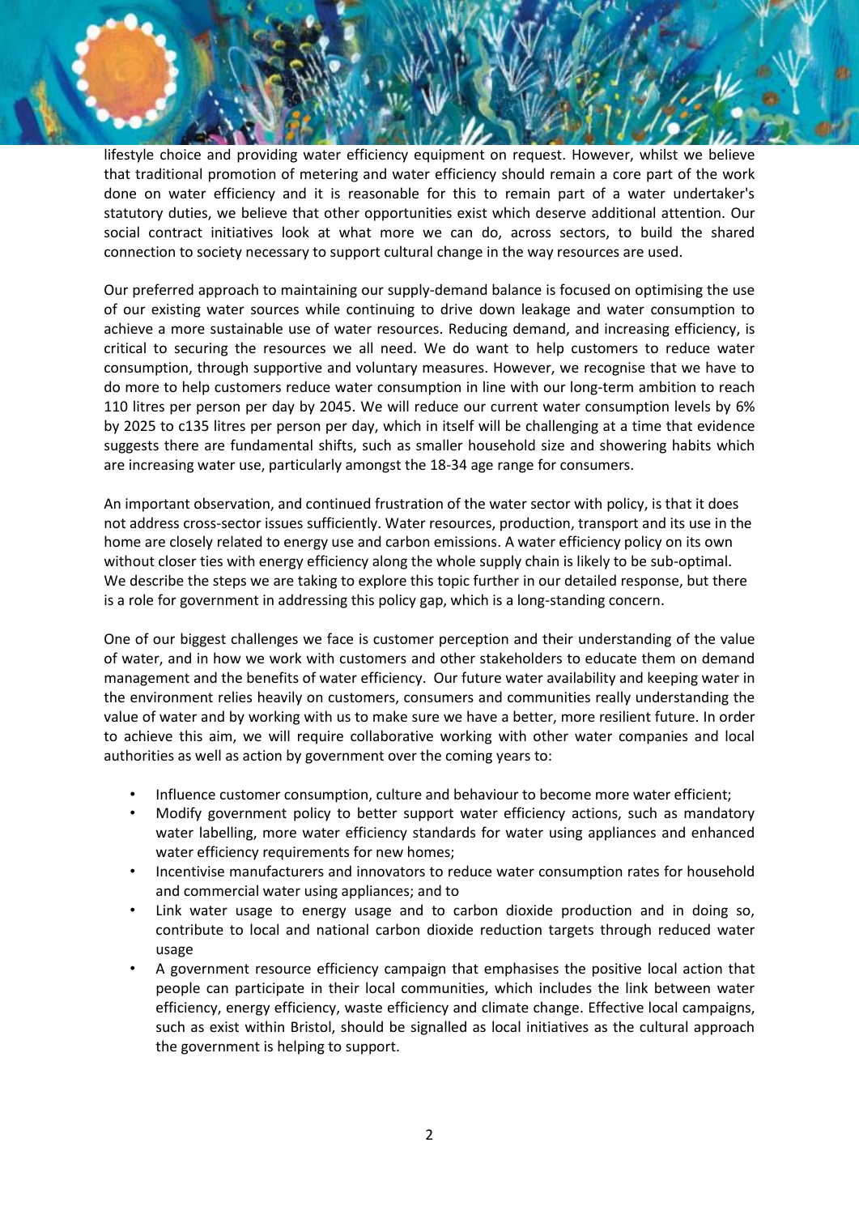lifestyle choice and providing water efficiency equipment on request. However, whilst we believe that traditional promotion of metering and water efficiency should remain a core part of the work done on water efficiency and it is reasonable for this to remain part of a water undertaker's statutory duties, we believe that other opportunities exist which deserve additional attention. Our social contract initiatives look at what more we can do, across sectors, to build the shared connection to society necessary to support cultural change in the way resources are used.

Our preferred approach to maintaining our supply-demand balance is focused on optimising the use of our existing water sources while continuing to drive down leakage and water consumption to achieve a more sustainable use of water resources. Reducing demand, and increasing efficiency, is critical to securing the resources we all need. We do want to help customers to reduce water consumption, through supportive and voluntary measures. However, we recognise that we have to do more to help customers reduce water consumption in line with our long-term ambition to reach 110 litres per person per day by 2045. We will reduce our current water consumption levels by 6% by 2025 to c135 litres per person per day, which in itself will be challenging at a time that evidence suggests there are fundamental shifts, such as smaller household size and showering habits which are increasing water use, particularly amongst the 18-34 age range for consumers.

An important observation, and continued frustration of the water sector with policy, is that it does not address cross-sector issues sufficiently. Water resources, production, transport and its use in the home are closely related to energy use and carbon emissions. A water efficiency policy on its own without closer ties with energy efficiency along the whole supply chain is likely to be sub-optimal. We describe the steps we are taking to explore this topic further in our detailed response, but there is a role for government in addressing this policy gap, which is a long-standing concern.

One of our biggest challenges we face is customer perception and their understanding of the value of water, and in how we work with customers and other stakeholders to educate them on demand management and the benefits of water efficiency. Our future water availability and keeping water in the environment relies heavily on customers, consumers and communities really understanding the value of water and by working with us to make sure we have a better, more resilient future. In order to achieve this aim, we will require collaborative working with other water companies and local authorities as well as action by government over the coming years to:

- Influence customer consumption, culture and behaviour to become more water efficient;
- Modify government policy to better support water efficiency actions, such as mandatory water labelling, more water efficiency standards for water using appliances and enhanced water efficiency requirements for new homes;
- Incentivise manufacturers and innovators to reduce water consumption rates for household and commercial water using appliances; and to
- Link water usage to energy usage and to carbon dioxide production and in doing so, contribute to local and national carbon dioxide reduction targets through reduced water usage
- A government resource efficiency campaign that emphasises the positive local action that people can participate in their local communities, which includes the link between water efficiency, energy efficiency, waste efficiency and climate change. Effective local campaigns, such as exist within Bristol, should be signalled as local initiatives as the cultural approach the government is helping to support.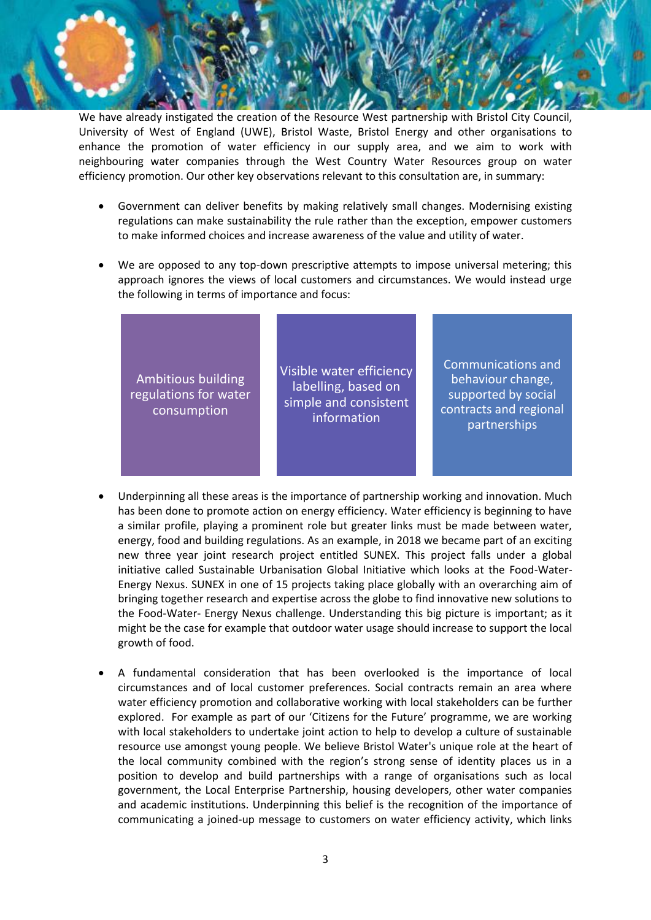We have already instigated the creation of the Resource West partnership with Bristol City Council, University of West of England (UWE), Bristol Waste, Bristol Energy and other organisations to enhance the promotion of water efficiency in our supply area, and we aim to work with neighbouring water companies through the West Country Water Resources group on water efficiency promotion. Our other key observations relevant to this consultation are, in summary:

- Government can deliver benefits by making relatively small changes. Modernising existing regulations can make sustainability the rule rather than the exception, empower customers to make informed choices and increase awareness of the value and utility of water.

- We are opposed to any top-down prescriptive attempts to impose universal metering; this approach ignores the views of local customers and circumstances. We would instead urge the following in terms of importance and focus:

| Ambitious building regulations for water consumption | Visible water efficiency labelling, based on simple and consistent information | Communications and behaviour change, supported by social contracts and regional partnerships |
|---|---|---|

- Underpinning all these areas is the importance of partnership working and innovation. Much has been done to promote action on energy efficiency. Water efficiency is beginning to have a similar profile, playing a prominent role but greater links must be made between water, energy, food and building regulations. As an example, in 2018 we became part of an exciting new three year joint research project entitled SUNEX. This project falls under a global initiative called Sustainable Urbanisation Global Initiative which looks at the Food-Water-Energy Nexus. SUNEX in one of 15 projects taking place globally with an overarching aim of bringing together research and expertise across the globe to find innovative new solutions to the Food-Water- Energy Nexus challenge. Understanding this big picture is important; as it might be the case for example that outdoor water usage should increase to support the local growth of food.

- A fundamental consideration that has been overlooked is the importance of local circumstances and of local customer preferences. Social contracts remain an area where water efficiency promotion and collaborative working with local stakeholders can be further explored. For example as part of our 'Citizens for the Future' programme, we are working with local stakeholders to undertake joint action to help to develop a culture of sustainable resource use amongst young people. We believe Bristol Water's unique role at the heart of the local community combined with the region's strong sense of identity places us in a position to develop and build partnerships with a range of organisations such as local government, the Local Enterprise Partnership, housing developers, other water companies and academic institutions. Underpinning this belief is the recognition of the importance of communicating a joined-up message to customers on water efficiency activity, which links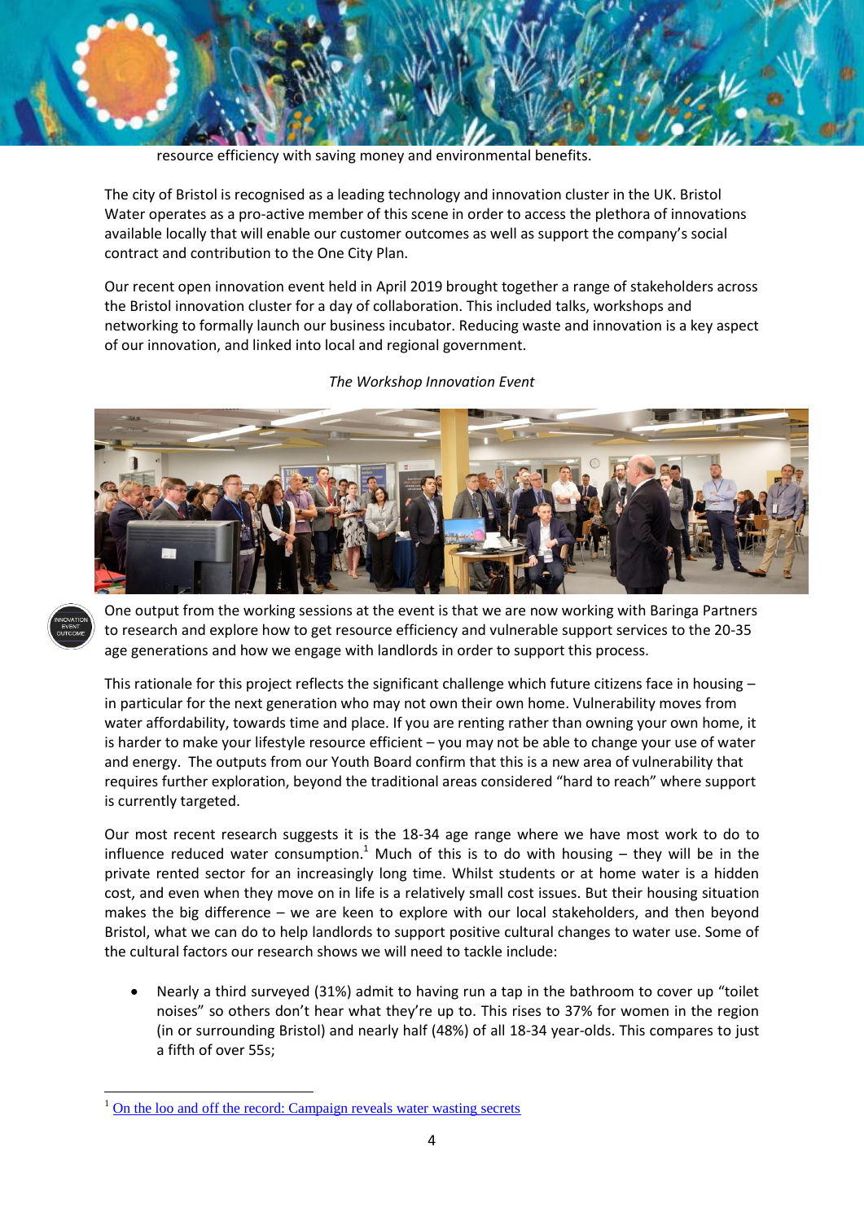resource efficiency with saving money and environmental benefits.

The city of Bristol is recognised as a leading technology and innovation cluster in the UK. Bristol Water operates as a pro-active member of this scene in order to access the plethora of innovations available locally that will enable our customer outcomes as well as support the company's social contract and contribution to the One City Plan.

Our recent open innovation event held in April 2019 brought together a range of stakeholders across the Bristol innovation cluster for a day of collaboration. This included talks, workshops and networking to formally launch our business incubator. Reducing waste and innovation is a key aspect of our innovation, and linked into local and regional government.

*The Workshop Innovation Event*

INNOVATION EVENT OUTCOME

One output from the working sessions at the event is that we are now working with Baringa Partners to research and explore how to get resource efficiency and vulnerable support services to the 20-35 age generations and how we engage with landlords in order to support this process.

This rationale for this project reflects the significant challenge which future citizens face in housing – in particular for the next generation who may not own their own home. Vulnerability moves from water affordability, towards time and place. If you are renting rather than owning your own home, it is harder to make your lifestyle resource efficient – you may not be able to change your use of water and energy. The outputs from our Youth Board confirm that this is a new area of vulnerability that requires further exploration, beyond the traditional areas considered "hard to reach" where support is currently targeted.

Our most recent research suggests it is the 18-34 age range where we have most work to do to influence reduced water consumption.[1] Much of this is to do with housing – they will be in the private rented sector for an increasingly long time. Whilst students or at home water is a hidden cost, and even when they move on in life is a relatively small cost issues. But their housing situation makes the big difference – we are keen to explore with our local stakeholders, and then beyond Bristol, what we can do to help landlords to support positive cultural changes to water use. Some of the cultural factors our research shows we will need to tackle include:

- Nearly a third surveyed (31%) admit to having run a tap in the bathroom to cover up "toilet noises" so others don't hear what they're up to. This rises to 37% for women in the region (in or surrounding Bristol) and nearly half (48%) of all 18-34 year-olds. This compares to just a fifth of over 55s;

---

[1] On the loo and off the record: Campaign reveals water wasting secrets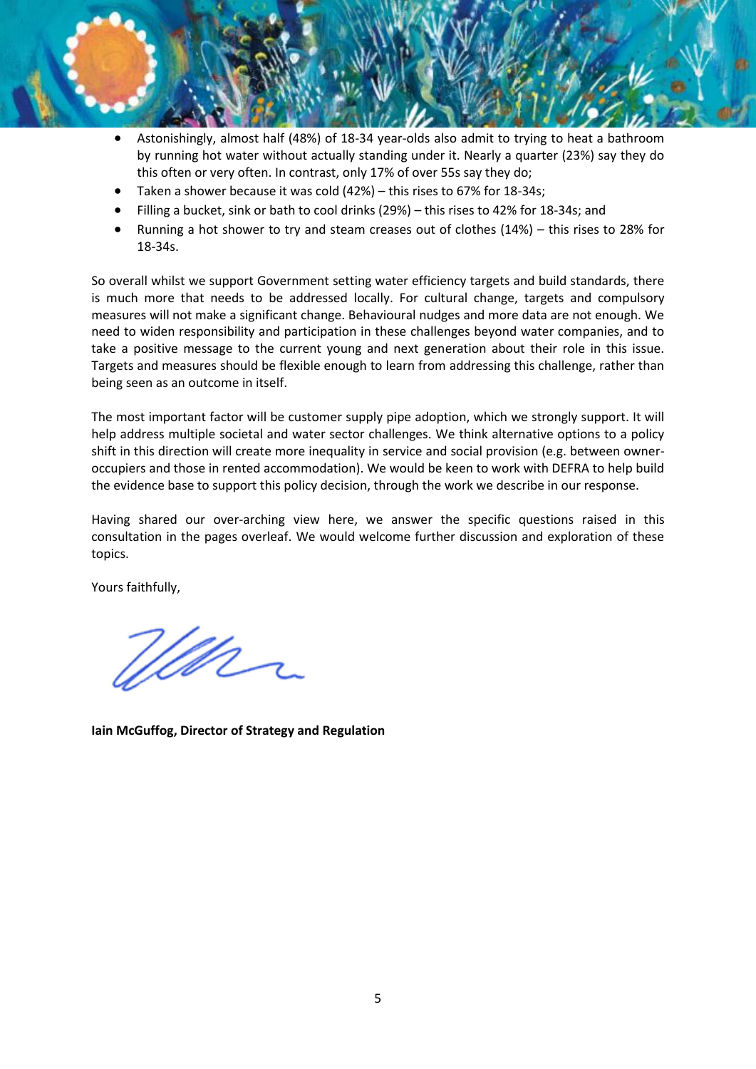- Astonishingly, almost half (48%) of 18-34 year-olds also admit to trying to heat a bathroom by running hot water without actually standing under it. Nearly a quarter (23%) say they do this often or very often. In contrast, only 17% of over 55s say they do;
- Taken a shower because it was cold (42%) – this rises to 67% for 18-34s;
- Filling a bucket, sink or bath to cool drinks (29%) – this rises to 42% for 18-34s; and
- Running a hot shower to try and steam creases out of clothes (14%) – this rises to 28% for 18-34s.

So overall whilst we support Government setting water efficiency targets and build standards, there is much more that needs to be addressed locally. For cultural change, targets and compulsory measures will not make a significant change. Behavioural nudges and more data are not enough. We need to widen responsibility and participation in these challenges beyond water companies, and to take a positive message to the current young and next generation about their role in this issue. Targets and measures should be flexible enough to learn from addressing this challenge, rather than being seen as an outcome in itself.

The most important factor will be customer supply pipe adoption, which we strongly support. It will help address multiple societal and water sector challenges. We think alternative options to a policy shift in this direction will create more inequality in service and social provision (e.g. between owner-occupiers and those in rented accommodation). We would be keen to work with DEFRA to help build the evidence base to support this policy decision, through the work we describe in our response.

Having shared our over-arching view here, we answer the specific questions raised in this consultation in the pages overleaf. We would welcome further discussion and exploration of these topics.

Yours faithfully,

**Iain McGuffog, Director of Strategy and Regulation**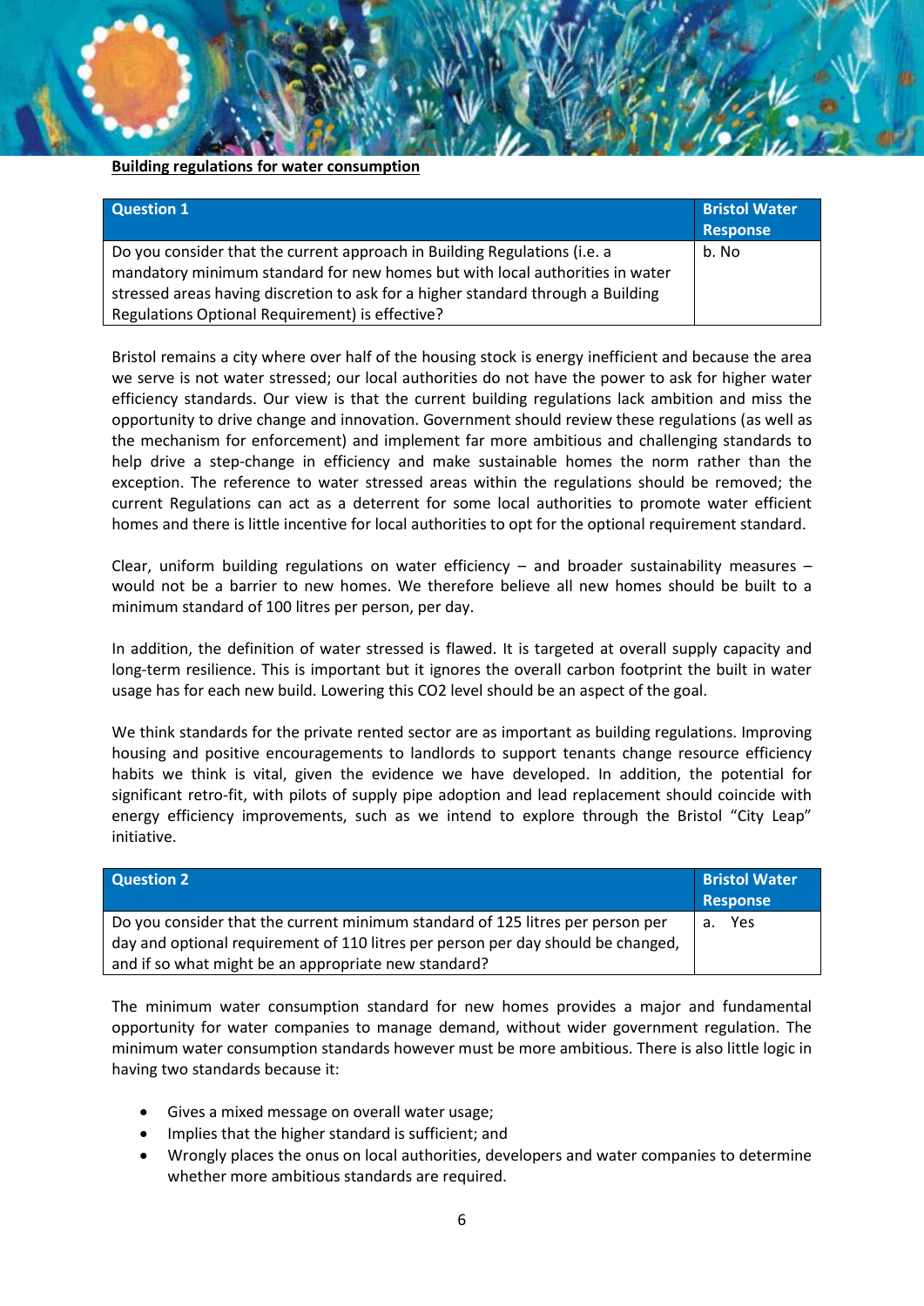**Building regulations for water consumption**

| Question 1 | Bristol Water Response |
|---|---|
| Do you consider that the current approach in Building Regulations (i.e. a mandatory minimum standard for new homes but with local authorities in water stressed areas having discretion to ask for a higher standard through a Building Regulations Optional Requirement) is effective? | b. No |

Bristol remains a city where over half of the housing stock is energy inefficient and because the area we serve is not water stressed; our local authorities do not have the power to ask for higher water efficiency standards. Our view is that the current building regulations lack ambition and miss the opportunity to drive change and innovation. Government should review these regulations (as well as the mechanism for enforcement) and implement far more ambitious and challenging standards to help drive a step-change in efficiency and make sustainable homes the norm rather than the exception. The reference to water stressed areas within the regulations should be removed; the current Regulations can act as a deterrent for some local authorities to promote water efficient homes and there is little incentive for local authorities to opt for the optional requirement standard.

Clear, uniform building regulations on water efficiency – and broader sustainability measures – would not be a barrier to new homes. We therefore believe all new homes should be built to a minimum standard of 100 litres per person, per day.

In addition, the definition of water stressed is flawed. It is targeted at overall supply capacity and long-term resilience. This is important but it ignores the overall carbon footprint the built in water usage has for each new build. Lowering this $CO_2$ level should be an aspect of the goal.

We think standards for the private rented sector are as important as building regulations. Improving housing and positive encouragements to landlords to support tenants change resource efficiency habits we think is vital, given the evidence we have developed. In addition, the potential for significant retro-fit, with pilots of supply pipe adoption and lead replacement should coincide with energy efficiency improvements, such as we intend to explore through the Bristol "City Leap" initiative.

| Question 2 | Bristol Water Response |
|---|---|
| Do you consider that the current minimum standard of 125 litres per person per day and optional requirement of 110 litres per person per day should be changed, and if so what might be an appropriate new standard? | a. Yes |

The minimum water consumption standard for new homes provides a major and fundamental opportunity for water companies to manage demand, without wider government regulation. The minimum water consumption standards however must be more ambitious. There is also little logic in having two standards because it:

- Gives a mixed message on overall water usage;
- Implies that the higher standard is sufficient; and
- Wrongly places the onus on local authorities, developers and water companies to determine whether more ambitious standards are required.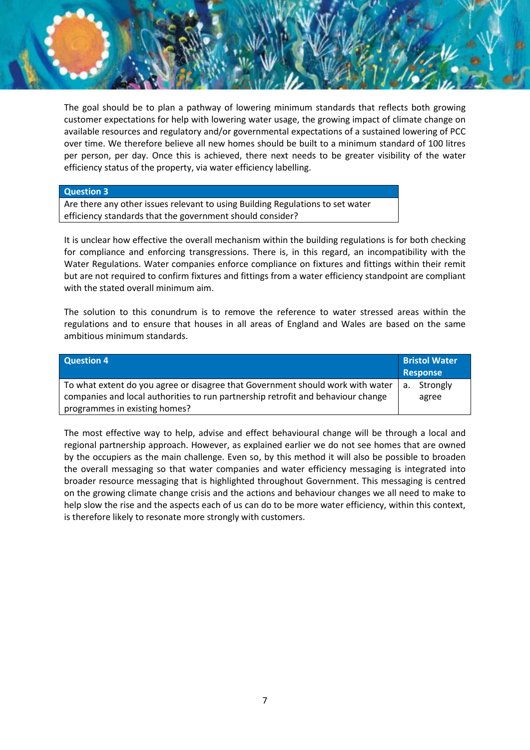The goal should be to plan a pathway of lowering minimum standards that reflects both growing customer expectations for help with lowering water usage, the growing impact of climate change on available resources and regulatory and/or governmental expectations of a sustained lowering of PCC over time. We therefore believe all new homes should be built to a minimum standard of 100 litres per person, per day. Once this is achieved, there next needs to be greater visibility of the water efficiency status of the property, via water efficiency labelling.

| Question 3 |
|---|
| Are there any other issues relevant to using Building Regulations to set water efficiency standards that the government should consider? |

It is unclear how effective the overall mechanism within the building regulations is for both checking for compliance and enforcing transgressions. There is, in this regard, an incompatibility with the Water Regulations. Water companies enforce compliance on fixtures and fittings within their remit but are not required to confirm fixtures and fittings from a water efficiency standpoint are compliant with the stated overall minimum aim.

The solution to this conundrum is to remove the reference to water stressed areas within the regulations and to ensure that houses in all areas of England and Wales are based on the same ambitious minimum standards.

| Question 4 | Bristol Water Response |
|---|---|
| To what extent do you agree or disagree that Government should work with water companies and local authorities to run partnership retrofit and behaviour change programmes in existing homes? | a. Strongly agree |

The most effective way to help, advise and effect behavioural change will be through a local and regional partnership approach. However, as explained earlier we do not see homes that are owned by the occupiers as the main challenge. Even so, by this method it will also be possible to broaden the overall messaging so that water companies and water efficiency messaging is integrated into broader resource messaging that is highlighted throughout Government. This messaging is centred on the growing climate change crisis and the actions and behaviour changes we all need to make to help slow the rise and the aspects each of us can do to be more water efficiency, within this context, is therefore likely to resonate more strongly with customers.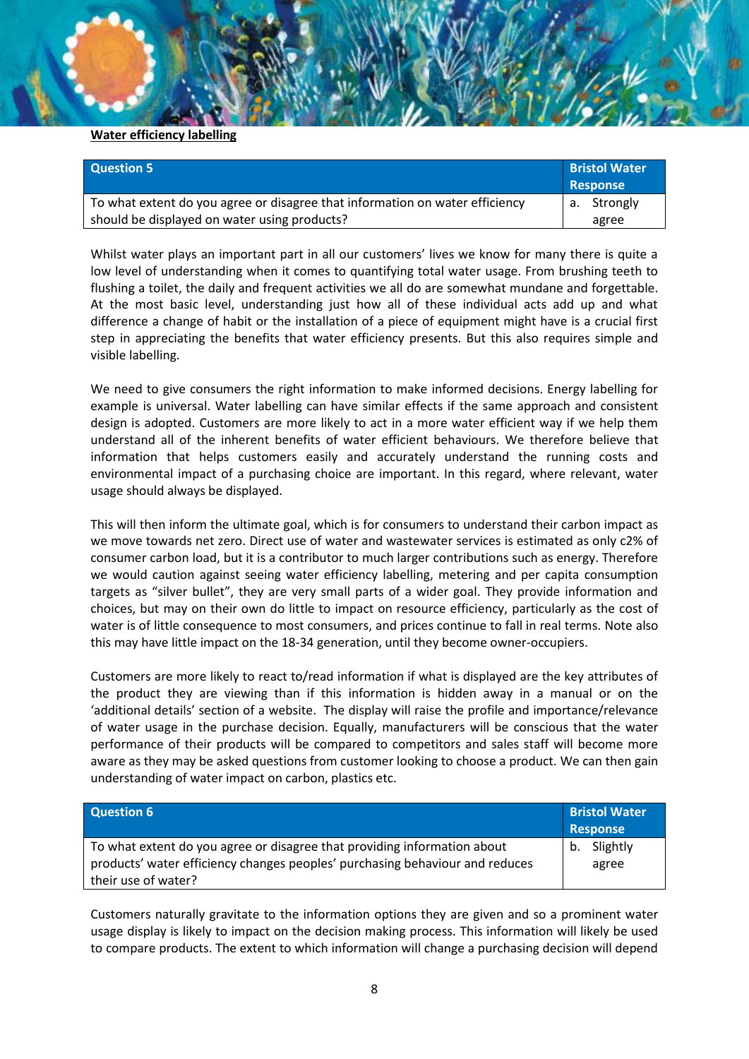**Water efficiency labelling**

| Question 5 | Bristol Water Response |
|---|---|
| To what extent do you agree or disagree that information on water efficiency should be displayed on water using products? | a. Strongly agree |

Whilst water plays an important part in all our customers' lives we know for many there is quite a low level of understanding when it comes to quantifying total water usage. From brushing teeth to flushing a toilet, the daily and frequent activities we all do are somewhat mundane and forgettable. At the most basic level, understanding just how all of these individual acts add up and what difference a change of habit or the installation of a piece of equipment might have is a crucial first step in appreciating the benefits that water efficiency presents. But this also requires simple and visible labelling.

We need to give consumers the right information to make informed decisions. Energy labelling for example is universal. Water labelling can have similar effects if the same approach and consistent design is adopted. Customers are more likely to act in a more water efficient way if we help them understand all of the inherent benefits of water efficient behaviours. We therefore believe that information that helps customers easily and accurately understand the running costs and environmental impact of a purchasing choice are important. In this regard, where relevant, water usage should always be displayed.

This will then inform the ultimate goal, which is for consumers to understand their carbon impact as we move towards net zero. Direct use of water and wastewater services is estimated as only c2% of consumer carbon load, but it is a contributor to much larger contributions such as energy. Therefore we would caution against seeing water efficiency labelling, metering and per capita consumption targets as "silver bullet", they are very small parts of a wider goal. They provide information and choices, but may on their own do little to impact on resource efficiency, particularly as the cost of water is of little consequence to most consumers, and prices continue to fall in real terms. Note also this may have little impact on the 18-34 generation, until they become owner-occupiers.

Customers are more likely to react to/read information if what is displayed are the key attributes of the product they are viewing than if this information is hidden away in a manual or on the 'additional details' section of a website. The display will raise the profile and importance/relevance of water usage in the purchase decision. Equally, manufacturers will be conscious that the water performance of their products will be compared to competitors and sales staff will become more aware as they may be asked questions from customer looking to choose a product. We can then gain understanding of water impact on carbon, plastics etc.

| Question 6 | Bristol Water Response |
|---|---|
| To what extent do you agree or disagree that providing information about products' water efficiency changes peoples' purchasing behaviour and reduces their use of water? | b. Slightly agree |

Customers naturally gravitate to the information options they are given and so a prominent water usage display is likely to impact on the decision making process. This information will likely be used to compare products. The extent to which information will change a purchasing decision will depend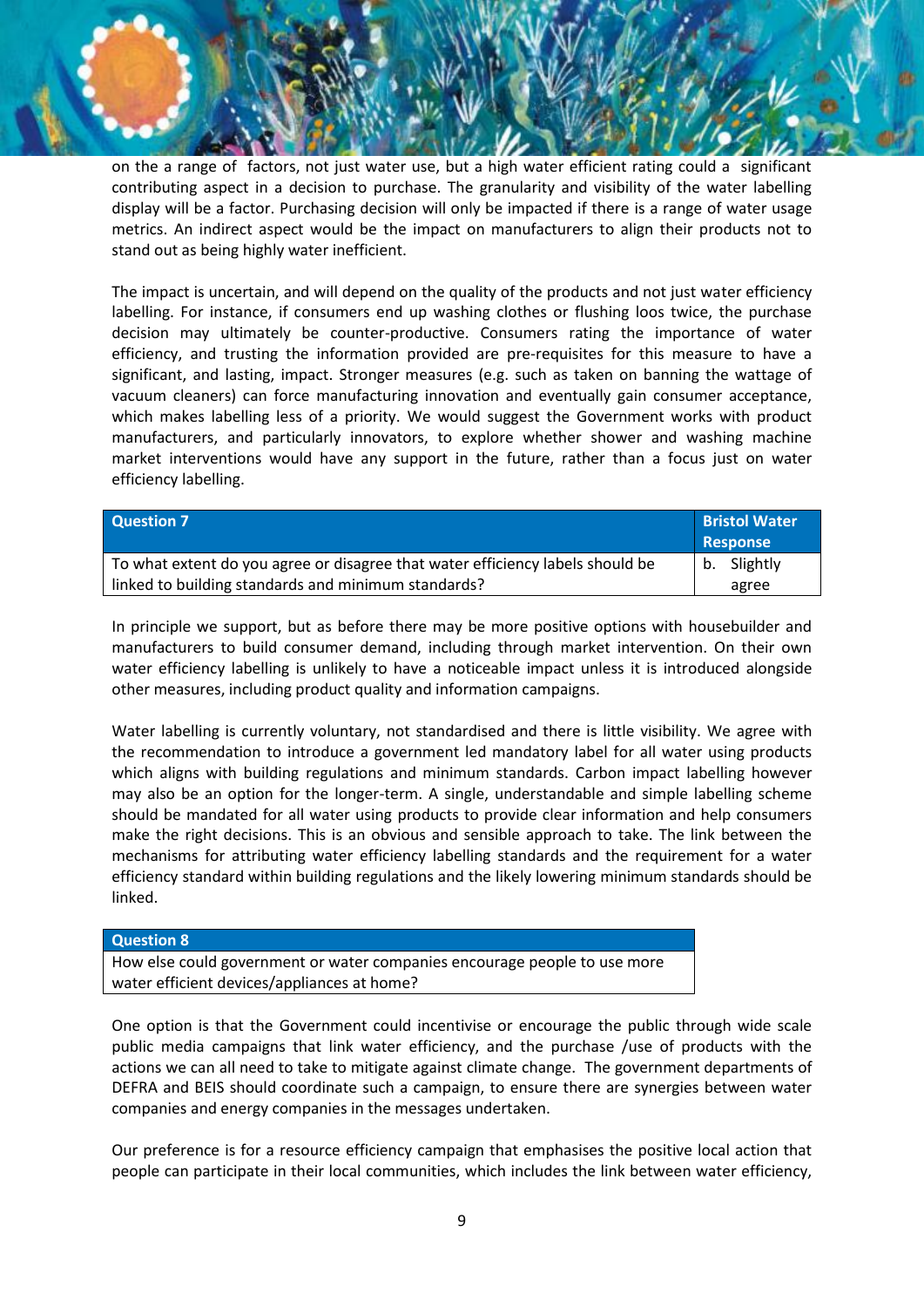on the a range of factors, not just water use, but a high water efficient rating could a significant contributing aspect in a decision to purchase. The granularity and visibility of the water labelling display will be a factor. Purchasing decision will only be impacted if there is a range of water usage metrics. An indirect aspect would be the impact on manufacturers to align their products not to stand out as being highly water inefficient.

The impact is uncertain, and will depend on the quality of the products and not just water efficiency labelling. For instance, if consumers end up washing clothes or flushing loos twice, the purchase decision may ultimately be counter-productive. Consumers rating the importance of water efficiency, and trusting the information provided are pre-requisites for this measure to have a significant, and lasting, impact. Stronger measures (e.g. such as taken on banning the wattage of vacuum cleaners) can force manufacturing innovation and eventually gain consumer acceptance, which makes labelling less of a priority. We would suggest the Government works with product manufacturers, and particularly innovators, to explore whether shower and washing machine market interventions would have any support in the future, rather than a focus just on water efficiency labelling.

| Question 7 | Bristol Water Response |
|---|---|
| To what extent do you agree or disagree that water efficiency labels should be linked to building standards and minimum standards? | b. Slightly agree |

In principle we support, but as before there may be more positive options with housebuilder and manufacturers to build consumer demand, including through market intervention. On their own water efficiency labelling is unlikely to have a noticeable impact unless it is introduced alongside other measures, including product quality and information campaigns.

Water labelling is currently voluntary, not standardised and there is little visibility. We agree with the recommendation to introduce a government led mandatory label for all water using products which aligns with building regulations and minimum standards. Carbon impact labelling however may also be an option for the longer-term. A single, understandable and simple labelling scheme should be mandated for all water using products to provide clear information and help consumers make the right decisions. This is an obvious and sensible approach to take. The link between the mechanisms for attributing water efficiency labelling standards and the requirement for a water efficiency standard within building regulations and the likely lowering minimum standards should be linked.

| Question 8 |
|---|
| How else could government or water companies encourage people to use more water efficient devices/appliances at home? |

One option is that the Government could incentivise or encourage the public through wide scale public media campaigns that link water efficiency, and the purchase /use of products with the actions we can all need to take to mitigate against climate change. The government departments of DEFRA and BEIS should coordinate such a campaign, to ensure there are synergies between water companies and energy companies in the messages undertaken.

Our preference is for a resource efficiency campaign that emphasises the positive local action that people can participate in their local communities, which includes the link between water efficiency,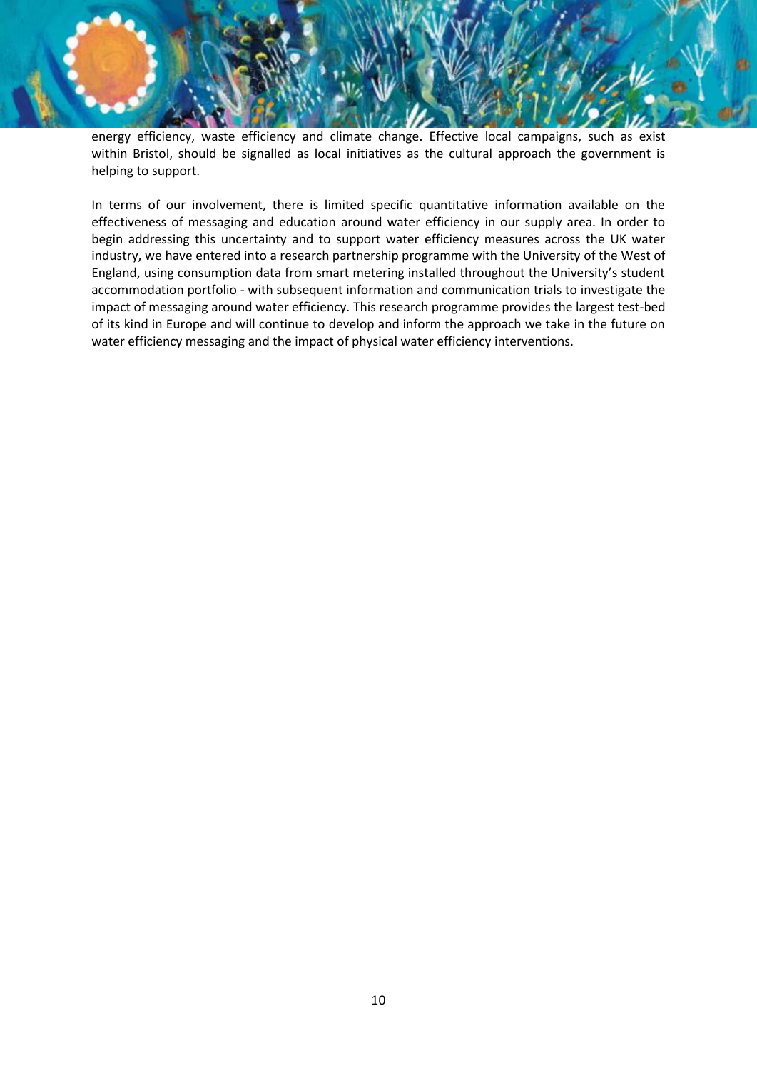energy efficiency, waste efficiency and climate change. Effective local campaigns, such as exist within Bristol, should be signalled as local initiatives as the cultural approach the government is helping to support.

In terms of our involvement, there is limited specific quantitative information available on the effectiveness of messaging and education around water efficiency in our supply area. In order to begin addressing this uncertainty and to support water efficiency measures across the UK water industry, we have entered into a research partnership programme with the University of the West of England, using consumption data from smart metering installed throughout the University's student accommodation portfolio - with subsequent information and communication trials to investigate the impact of messaging around water efficiency. This research programme provides the largest test-bed of its kind in Europe and will continue to develop and inform the approach we take in the future on water efficiency messaging and the impact of physical water efficiency interventions.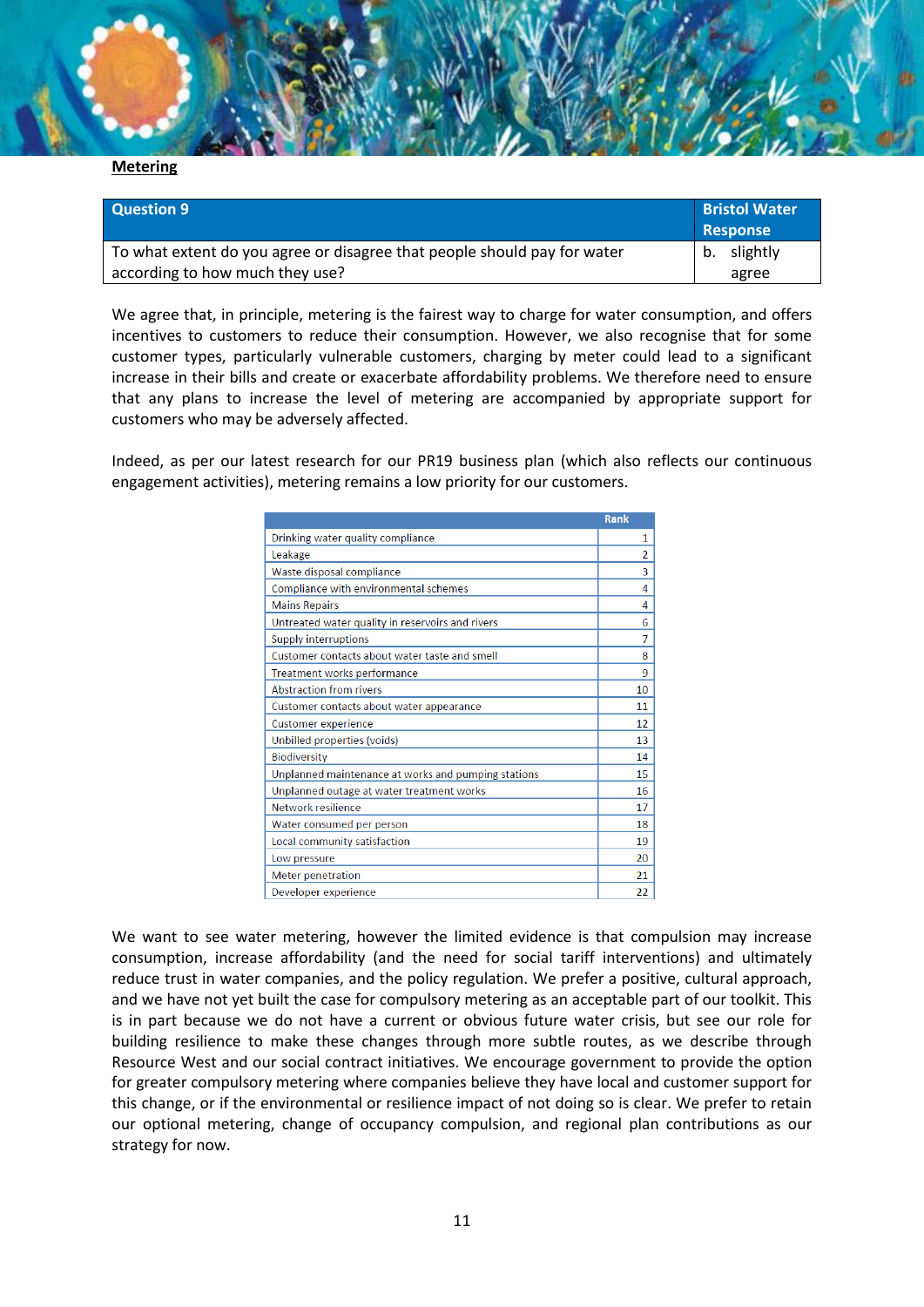**Metering**

| Question 9 | Bristol Water Response |
| --- | --- |
| To what extent do you agree or disagree that people should pay for water according to how much they use? | b. slightly agree |

We agree that, in principle, metering is the fairest way to charge for water consumption, and offers incentives to customers to reduce their consumption. However, we also recognise that for some customer types, particularly vulnerable customers, charging by meter could lead to a significant increase in their bills and create or exacerbate affordability problems. We therefore need to ensure that any plans to increase the level of metering are accompanied by appropriate support for customers who may be adversely affected.

Indeed, as per our latest research for our PR19 business plan (which also reflects our continuous engagement activities), metering remains a low priority for our customers.

| | Rank |
| --- | --- |
| Drinking water quality compliance | 1 |
| Leakage | 2 |
| Waste disposal compliance | 3 |
| Compliance with environmental schemes | 4 |
| Mains Repairs | 4 |
| Untreated water quality in reservoirs and rivers | 6 |
| Supply interruptions | 7 |
| Customer contacts about water taste and smell | 8 |
| Treatment works performance | 9 |
| Abstraction from rivers | 10 |
| Customer contacts about water appearance | 11 |
| Customer experience | 12 |
| Unbilled properties (voids) | 13 |
| Biodiversity | 14 |
| Unplanned maintenance at works and pumping stations | 15 |
| Unplanned outage at water treatment works | 16 |
| Network resilience | 17 |
| Water consumed per person | 18 |
| Local community satisfaction | 19 |
| Low pressure | 20 |
| Meter penetration | 21 |
| Developer experience | 22 |

We want to see water metering, however the limited evidence is that compulsion may increase consumption, increase affordability (and the need for social tariff interventions) and ultimately reduce trust in water companies, and the policy regulation. We prefer a positive, cultural approach, and we have not yet built the case for compulsory metering as an acceptable part of our toolkit. This is in part because we do not have a current or obvious future water crisis, but see our role for building resilience to make these changes through more subtle routes, as we describe through Resource West and our social contract initiatives. We encourage government to provide the option for greater compulsory metering where companies believe they have local and customer support for this change, or if the environmental or resilience impact of not doing so is clear. We prefer to retain our optional metering, change of occupancy compulsion, and regional plan contributions as our strategy for now.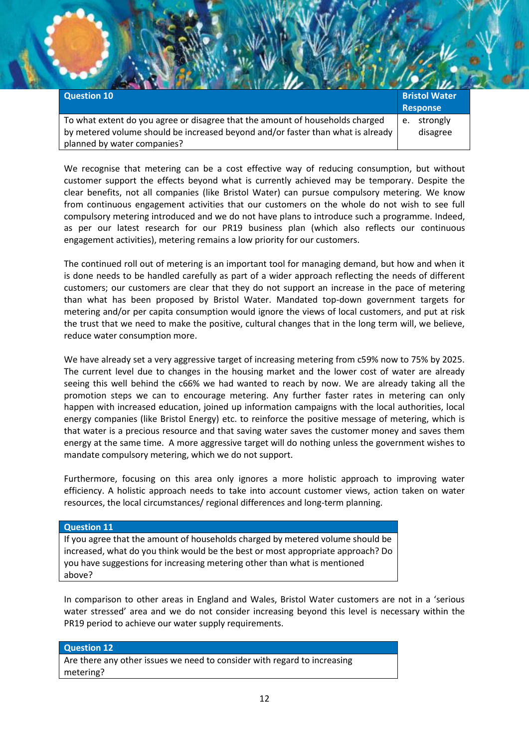| Question 10 | Bristol Water Response |
| --- | --- |
| To what extent do you agree or disagree that the amount of households charged by metered volume should be increased beyond and/or faster than what is already planned by water companies? | e. strongly disagree |

We recognise that metering can be a cost effective way of reducing consumption, but without customer support the effects beyond what is currently achieved may be temporary. Despite the clear benefits, not all companies (like Bristol Water) can pursue compulsory metering. We know from continuous engagement activities that our customers on the whole do not wish to see full compulsory metering introduced and we do not have plans to introduce such a programme. Indeed, as per our latest research for our PR19 business plan (which also reflects our continuous engagement activities), metering remains a low priority for our customers.

The continued roll out of metering is an important tool for managing demand, but how and when it is done needs to be handled carefully as part of a wider approach reflecting the needs of different customers; our customers are clear that they do not support an increase in the pace of metering than what has been proposed by Bristol Water. Mandated top-down government targets for metering and/or per capita consumption would ignore the views of local customers, and put at risk the trust that we need to make the positive, cultural changes that in the long term will, we believe, reduce water consumption more.

We have already set a very aggressive target of increasing metering from c59% now to 75% by 2025. The current level due to changes in the housing market and the lower cost of water are already seeing this well behind the c66% we had wanted to reach by now. We are already taking all the promotion steps we can to encourage metering. Any further faster rates in metering can only happen with increased education, joined up information campaigns with the local authorities, local energy companies (like Bristol Energy) etc. to reinforce the positive message of metering, which is that water is a precious resource and that saving water saves the customer money and saves them energy at the same time. A more aggressive target will do nothing unless the government wishes to mandate compulsory metering, which we do not support.

Furthermore, focusing on this area only ignores a more holistic approach to improving water efficiency. A holistic approach needs to take into account customer views, action taken on water resources, the local circumstances/ regional differences and long-term planning.

| Question 11 |
| --- |
| If you agree that the amount of households charged by metered volume should be increased, what do you think would be the best or most appropriate approach? Do you have suggestions for increasing metering other than what is mentioned above? |

In comparison to other areas in England and Wales, Bristol Water customers are not in a 'serious water stressed' area and we do not consider increasing beyond this level is necessary within the PR19 period to achieve our water supply requirements.

| Question 12 |
| --- |
| Are there any other issues we need to consider with regard to increasing metering? |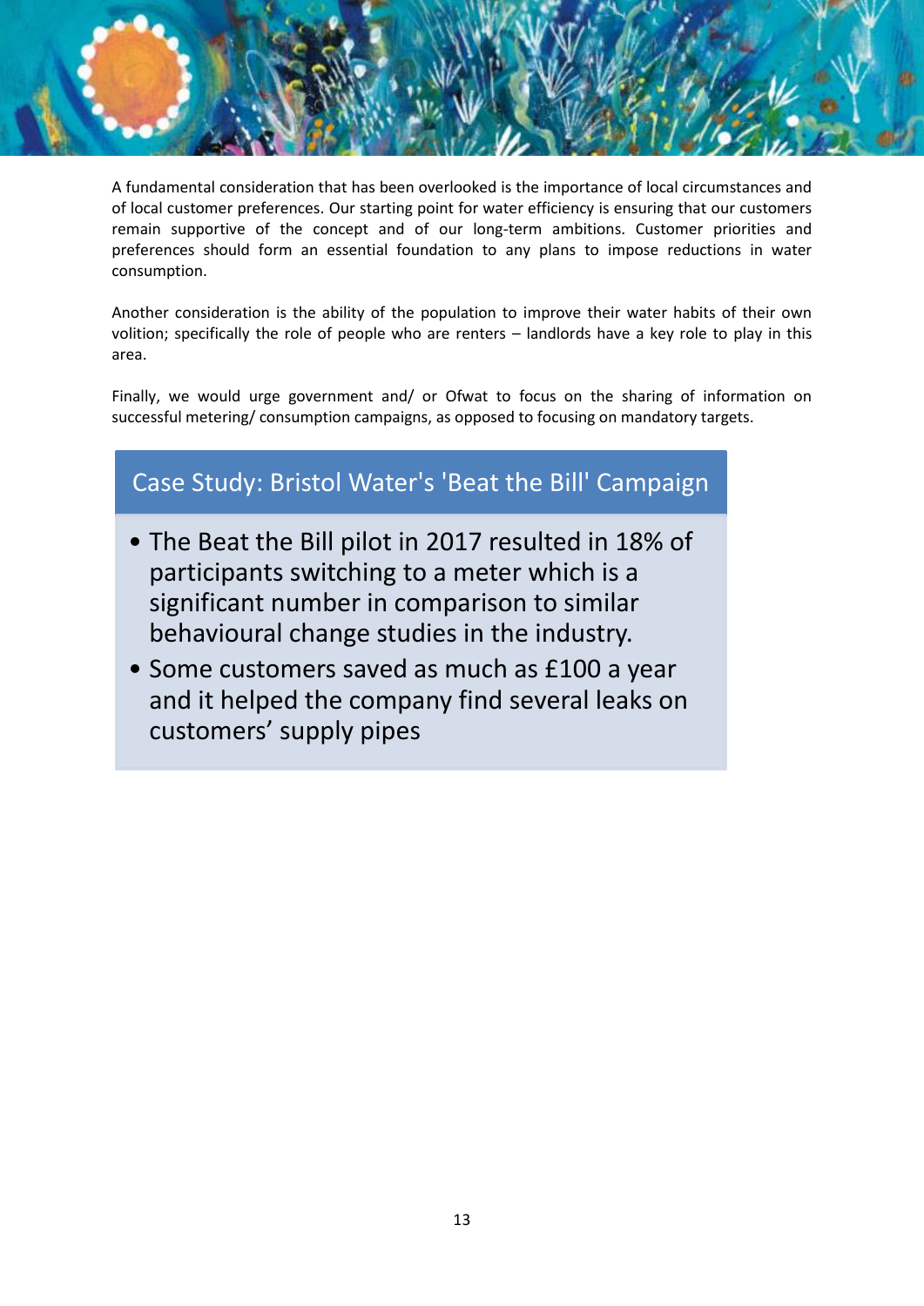A fundamental consideration that has been overlooked is the importance of local circumstances and of local customer preferences. Our starting point for water efficiency is ensuring that our customers remain supportive of the concept and of our long-term ambitions. Customer priorities and preferences should form an essential foundation to any plans to impose reductions in water consumption.

Another consideration is the ability of the population to improve their water habits of their own volition; specifically the role of people who are renters – landlords have a key role to play in this area.

Finally, we would urge government and/ or Ofwat to focus on the sharing of information on successful metering/ consumption campaigns, as opposed to focusing on mandatory targets.

### Case Study: Bristol Water's 'Beat the Bill' Campaign

- The Beat the Bill pilot in 2017 resulted in 18% of participants switching to a meter which is a significant number in comparison to similar behavioural change studies in the industry.
- Some customers saved as much as £100 a year and it helped the company find several leaks on customers' supply pipes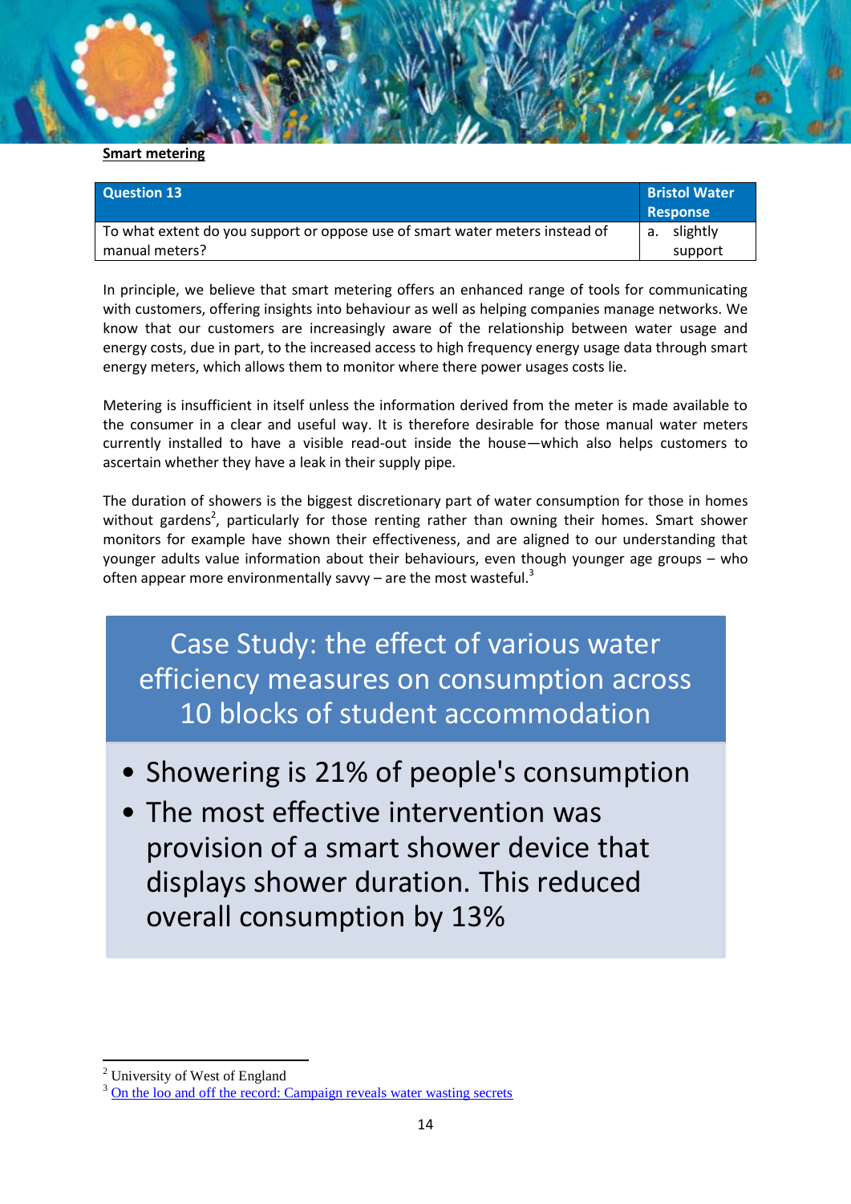**Smart metering**

| Question 13 | Bristol Water Response |
|---|---|
| To what extent do you support or oppose use of smart water meters instead of manual meters? | a. slightly support |

In principle, we believe that smart metering offers an enhanced range of tools for communicating with customers, offering insights into behaviour as well as helping companies manage networks. We know that our customers are increasingly aware of the relationship between water usage and energy costs, due in part, to the increased access to high frequency energy usage data through smart energy meters, which allows them to monitor where there power usages costs lie.

Metering is insufficient in itself unless the information derived from the meter is made available to the consumer in a clear and useful way. It is therefore desirable for those manual water meters currently installed to have a visible read-out inside the house—which also helps customers to ascertain whether they have a leak in their supply pipe.

The duration of showers is the biggest discretionary part of water consumption for those in homes without gardens[2], particularly for those renting rather than owning their homes. Smart shower monitors for example have shown their effectiveness, and are aligned to our understanding that younger adults value information about their behaviours, even though younger age groups – who often appear more environmentally savvy – are the most wasteful.[3]

## Case Study: the effect of various water efficiency measures on consumption across 10 blocks of student accommodation

- Showering is 21% of people's consumption
- The most effective intervention was provision of a smart shower device that displays shower duration. This reduced overall consumption by 13%

---

[2] University of West of England

[3] On the loo and off the record: Campaign reveals water wasting secrets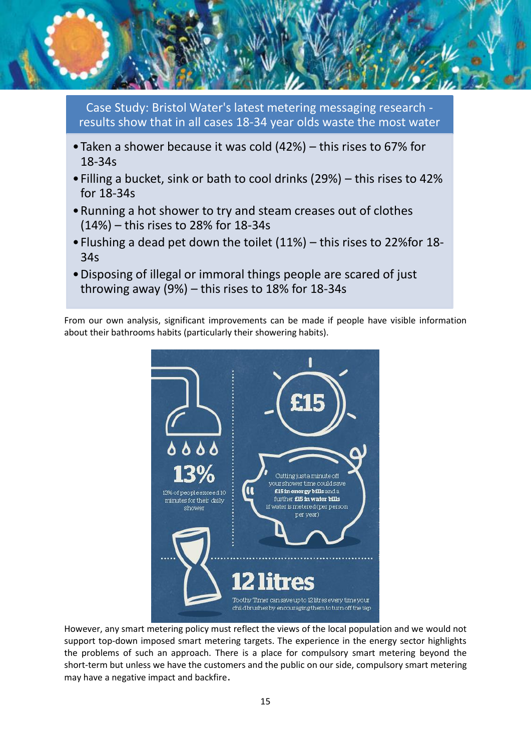**Case Study: Bristol Water's latest metering messaging research - results show that in all cases 18-34 year olds waste the most water**

- Taken a shower because it was cold (42%) – this rises to 67% for 18-34s
- Filling a bucket, sink or bath to cool drinks (29%) – this rises to 42% for 18-34s
- Running a hot shower to try and steam creases out of clothes (14%) – this rises to 28% for 18-34s
- Flushing a dead pet down the toilet (11%) – this rises to 22%for 18-34s
- Disposing of illegal or immoral things people are scared of just throwing away (9%) – this rises to 18% for 18-34s

From our own analysis, significant improvements can be made if people have visible information about their bathrooms habits (particularly their showering habits).

13%

13% of people exceed 10 minutes for their daily shower

£15

Cutting just a minute off your shower time could save **£15 in energy bills** and a further **£15 in water bills** if water is metered (per person per year)

12 litres

Toothy Timer can save up to 12 litres every time your child brushes by encouraging them to turn off the tap

However, any smart metering policy must reflect the views of the local population and we would not support top-down imposed smart metering targets. The experience in the energy sector highlights the problems of such an approach. There is a place for compulsory smart metering beyond the short-term but unless we have the customers and the public on our side, compulsory smart metering may have a negative impact and backfire.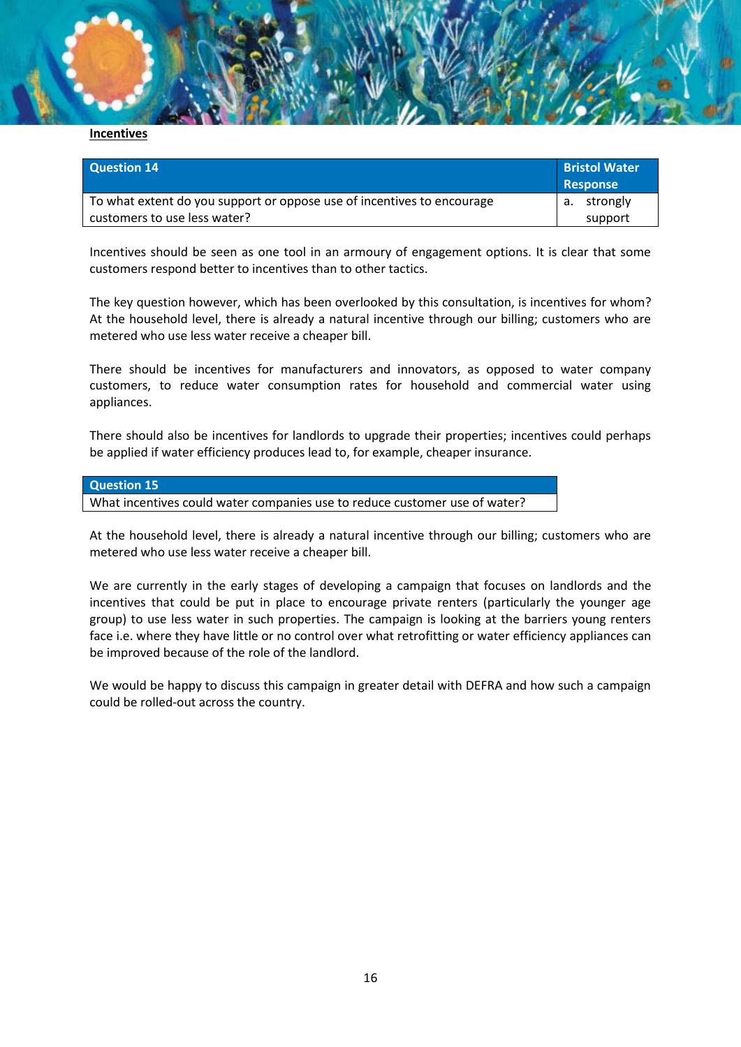**Incentives**

| Question 14 | Bristol Water Response |
|---|---|
| To what extent do you support or oppose use of incentives to encourage customers to use less water? | a. strongly support |

Incentives should be seen as one tool in an armoury of engagement options. It is clear that some customers respond better to incentives than to other tactics.

The key question however, which has been overlooked by this consultation, is incentives for whom? At the household level, there is already a natural incentive through our billing; customers who are metered who use less water receive a cheaper bill.

There should be incentives for manufacturers and innovators, as opposed to water company customers, to reduce water consumption rates for household and commercial water using appliances.

There should also be incentives for landlords to upgrade their properties; incentives could perhaps be applied if water efficiency produces lead to, for example, cheaper insurance.

| Question 15 |
|---|
| What incentives could water companies use to reduce customer use of water? |

At the household level, there is already a natural incentive through our billing; customers who are metered who use less water receive a cheaper bill.

We are currently in the early stages of developing a campaign that focuses on landlords and the incentives that could be put in place to encourage private renters (particularly the younger age group) to use less water in such properties. The campaign is looking at the barriers young renters face i.e. where they have little or no control over what retrofitting or water efficiency appliances can be improved because of the role of the landlord.

We would be happy to discuss this campaign in greater detail with DEFRA and how such a campaign could be rolled-out across the country.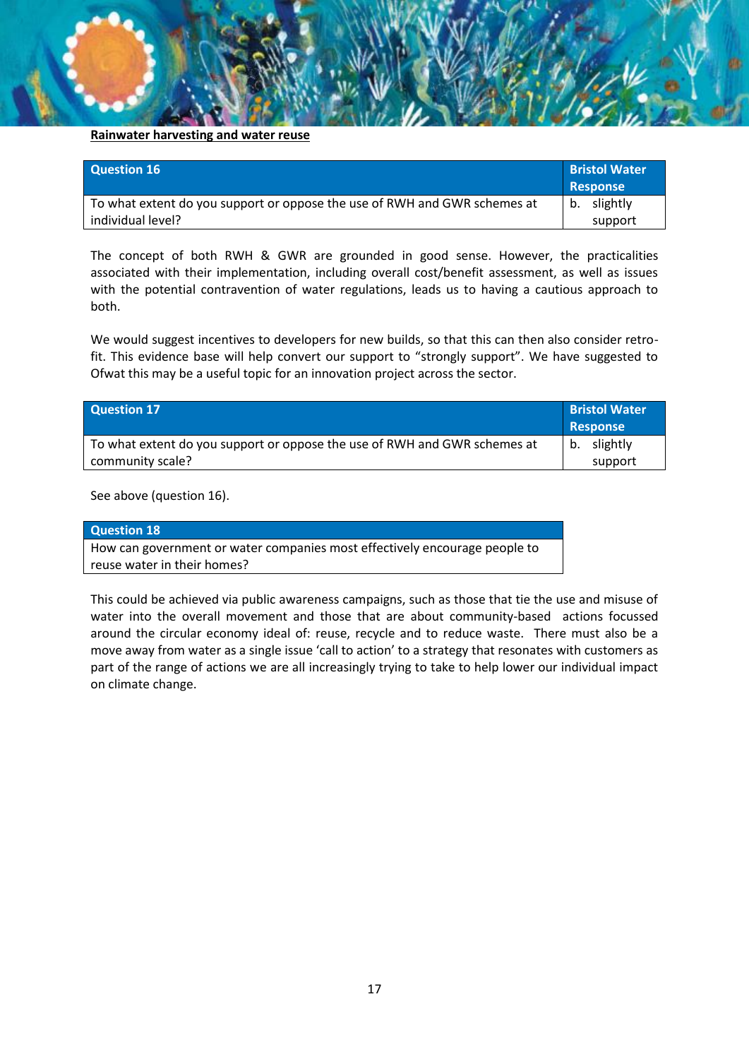**Rainwater harvesting and water reuse**

| Question 16 | Bristol Water Response |
|---|---|
| To what extent do you support or oppose the use of RWH and GWR schemes at individual level? | b. slightly support |

The concept of both RWH & GWR are grounded in good sense. However, the practicalities associated with their implementation, including overall cost/benefit assessment, as well as issues with the potential contravention of water regulations, leads us to having a cautious approach to both.

We would suggest incentives to developers for new builds, so that this can then also consider retro-fit. This evidence base will help convert our support to “strongly support”. We have suggested to Ofwat this may be a useful topic for an innovation project across the sector.

| Question 17 | Bristol Water Response |
|---|---|
| To what extent do you support or oppose the use of RWH and GWR schemes at community scale? | b. slightly support |

See above (question 16).

| Question 18 |
|---|
| How can government or water companies most effectively encourage people to reuse water in their homes? |

This could be achieved via public awareness campaigns, such as those that tie the use and misuse of water into the overall movement and those that are about community-based actions focussed around the circular economy ideal of: reuse, recycle and to reduce waste. There must also be a move away from water as a single issue ‘call to action’ to a strategy that resonates with customers as part of the range of actions we are all increasingly trying to take to help lower our individual impact on climate change.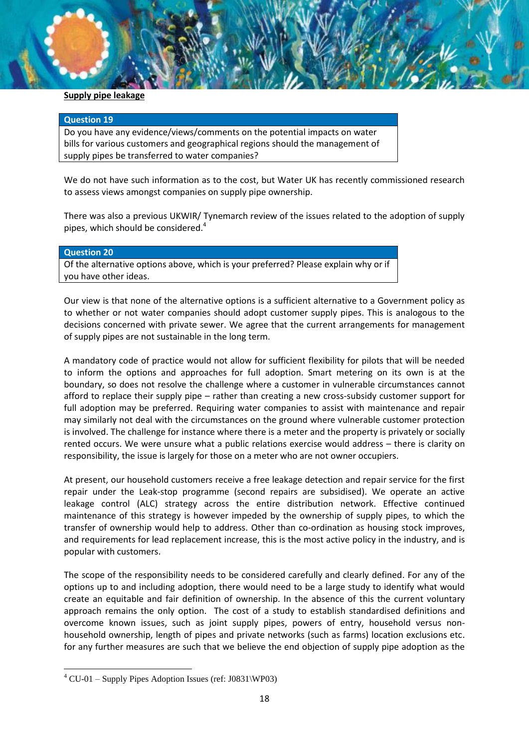**Supply pipe leakage**

| Question 19 |
|---|
| Do you have any evidence/views/comments on the potential impacts on water bills for various customers and geographical regions should the management of supply pipes be transferred to water companies? |

We do not have such information as to the cost, but Water UK has recently commissioned research to assess views amongst companies on supply pipe ownership.

There was also a previous UKWIR/ Tynemarch review of the issues related to the adoption of supply pipes, which should be considered.[4]

| Question 20 |
|---|
| Of the alternative options above, which is your preferred? Please explain why or if you have other ideas. |

Our view is that none of the alternative options is a sufficient alternative to a Government policy as to whether or not water companies should adopt customer supply pipes. This is analogous to the decisions concerned with private sewer. We agree that the current arrangements for management of supply pipes are not sustainable in the long term.

A mandatory code of practice would not allow for sufficient flexibility for pilots that will be needed to inform the options and approaches for full adoption. Smart metering on its own is at the boundary, so does not resolve the challenge where a customer in vulnerable circumstances cannot afford to replace their supply pipe – rather than creating a new cross-subsidy customer support for full adoption may be preferred. Requiring water companies to assist with maintenance and repair may similarly not deal with the circumstances on the ground where vulnerable customer protection is involved. The challenge for instance where there is a meter and the property is privately or socially rented occurs. We were unsure what a public relations exercise would address – there is clarity on responsibility, the issue is largely for those on a meter who are not owner occupiers.

At present, our household customers receive a free leakage detection and repair service for the first repair under the Leak-stop programme (second repairs are subsidised). We operate an active leakage control (ALC) strategy across the entire distribution network. Effective continued maintenance of this strategy is however impeded by the ownership of supply pipes, to which the transfer of ownership would help to address. Other than co-ordination as housing stock improves, and requirements for lead replacement increase, this is the most active policy in the industry, and is popular with customers.

The scope of the responsibility needs to be considered carefully and clearly defined. For any of the options up to and including adoption, there would need to be a large study to identify what would create an equitable and fair definition of ownership. In the absence of this the current voluntary approach remains the only option. The cost of a study to establish standardised definitions and overcome known issues, such as joint supply pipes, powers of entry, household versus non-household ownership, length of pipes and private networks (such as farms) location exclusions etc. for any further measures are such that we believe the end objection of supply pipe adoption as the

[4] CU-01 – Supply Pipes Adoption Issues (ref: J0831\WP03)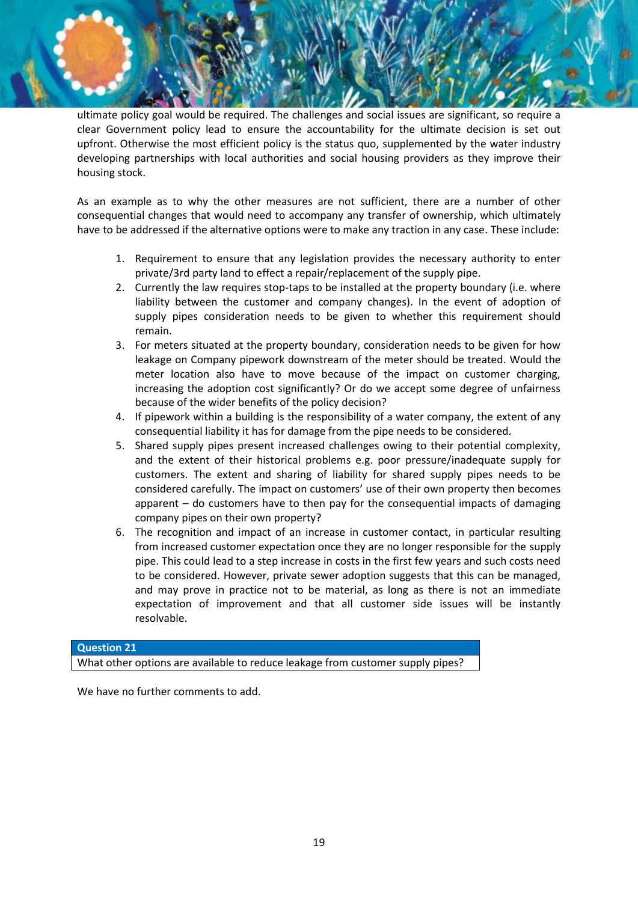ultimate policy goal would be required. The challenges and social issues are significant, so require a clear Government policy lead to ensure the accountability for the ultimate decision is set out upfront. Otherwise the most efficient policy is the status quo, supplemented by the water industry developing partnerships with local authorities and social housing providers as they improve their housing stock.

As an example as to why the other measures are not sufficient, there are a number of other consequential changes that would need to accompany any transfer of ownership, which ultimately have to be addressed if the alternative options were to make any traction in any case. These include:

1. Requirement to ensure that any legislation provides the necessary authority to enter private/3rd party land to effect a repair/replacement of the supply pipe.
2. Currently the law requires stop-taps to be installed at the property boundary (i.e. where liability between the customer and company changes). In the event of adoption of supply pipes consideration needs to be given to whether this requirement should remain.
3. For meters situated at the property boundary, consideration needs to be given for how leakage on Company pipework downstream of the meter should be treated. Would the meter location also have to move because of the impact on customer charging, increasing the adoption cost significantly? Or do we accept some degree of unfairness because of the wider benefits of the policy decision?
4. If pipework within a building is the responsibility of a water company, the extent of any consequential liability it has for damage from the pipe needs to be considered.
5. Shared supply pipes present increased challenges owing to their potential complexity, and the extent of their historical problems e.g. poor pressure/inadequate supply for customers. The extent and sharing of liability for shared supply pipes needs to be considered carefully. The impact on customers' use of their own property then becomes apparent – do customers have to then pay for the consequential impacts of damaging company pipes on their own property?
6. The recognition and impact of an increase in customer contact, in particular resulting from increased customer expectation once they are no longer responsible for the supply pipe. This could lead to a step increase in costs in the first few years and such costs need to be considered. However, private sewer adoption suggests that this can be managed, and may prove in practice not to be material, as long as there is not an immediate expectation of improvement and that all customer side issues will be instantly resolvable.

| Question 21 |
|---|
| What other options are available to reduce leakage from customer supply pipes? |

We have no further comments to add.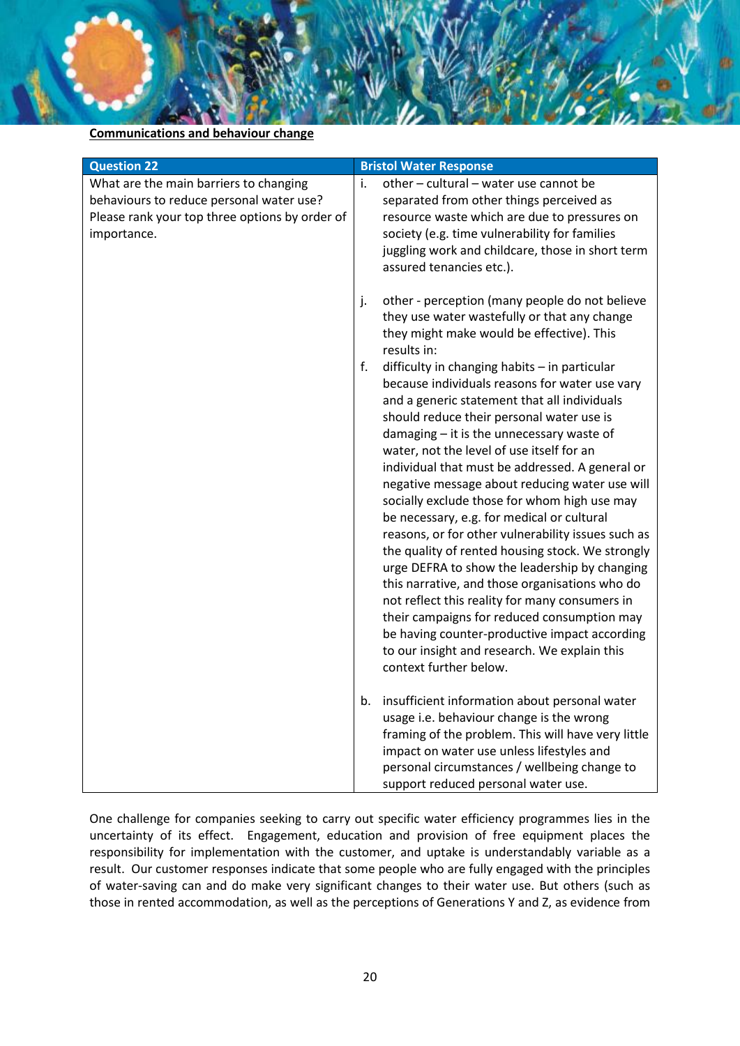**Communications and behaviour change**

| Question 22 | Bristol Water Response |
| --- | --- |
| What are the main barriers to changing behaviours to reduce personal water use? Please rank your top three options by order of importance. | i. other – cultural – water use cannot be separated from other things perceived as resource waste which are due to pressures on society (e.g. time vulnerability for families juggling work and childcare, those in short term assured tenancies etc.).<br><br>j. other - perception (many people do not believe they use water wastefully or that any change they might make would be effective). This results in:<br>f. difficulty in changing habits – in particular because individuals reasons for water use vary and a generic statement that all individuals should reduce their personal water use is damaging – it is the unnecessary waste of water, not the level of use itself for an individual that must be addressed. A general or negative message about reducing water use will socially exclude those for whom high use may be necessary, e.g. for medical or cultural reasons, or for other vulnerability issues such as the quality of rented housing stock. We strongly urge DEFRA to show the leadership by changing this narrative, and those organisations who do not reflect this reality for many consumers in their campaigns for reduced consumption may be having counter-productive impact according to our insight and research. We explain this context further below.<br><br>b. insufficient information about personal water usage i.e. behaviour change is the wrong framing of the problem. This will have very little impact on water use unless lifestyles and personal circumstances / wellbeing change to support reduced personal water use. |

One challenge for companies seeking to carry out specific water efficiency programmes lies in the uncertainty of its effect. Engagement, education and provision of free equipment places the responsibility for implementation with the customer, and uptake is understandably variable as a result. Our customer responses indicate that some people who are fully engaged with the principles of water-saving can and do make very significant changes to their water use. But others (such as those in rented accommodation, as well as the perceptions of Generations Y and Z, as evidence from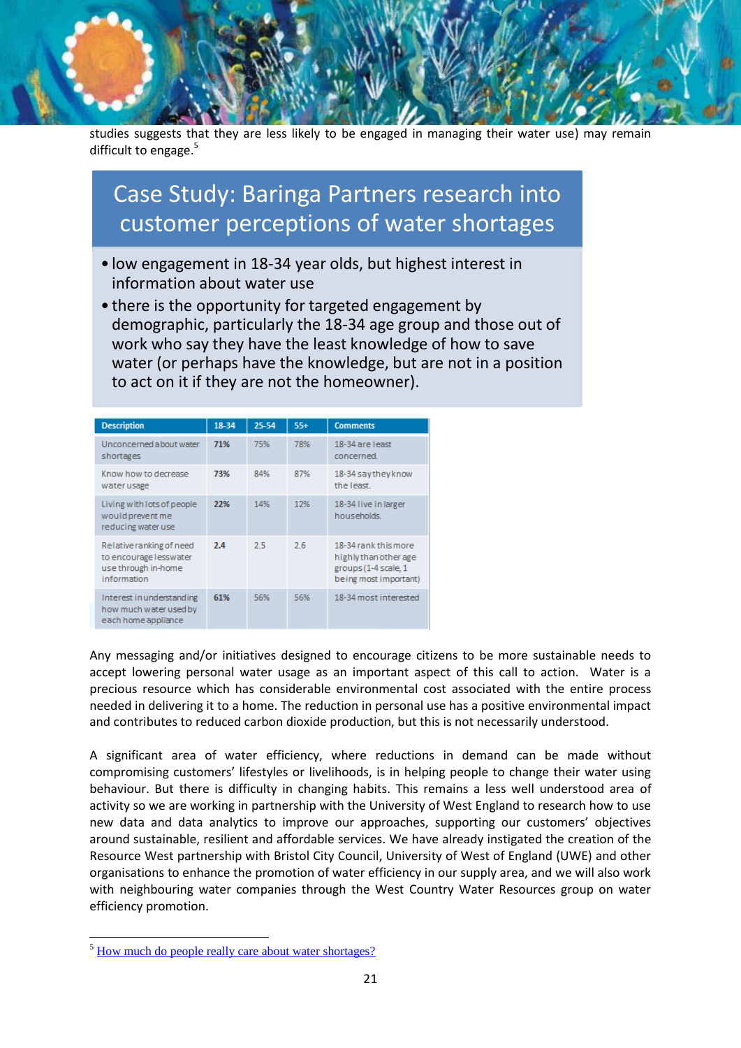studies suggests that they are less likely to be engaged in managing their water use) may remain difficult to engage.[5]

## Case Study: Baringa Partners research into customer perceptions of water shortages

- low engagement in 18-34 year olds, but highest interest in information about water use
- there is the opportunity for targeted engagement by demographic, particularly the 18-34 age group and those out of work who say they have the least knowledge of how to save water (or perhaps have the knowledge, but are not in a position to act on it if they are not the homeowner).

| Description | 18-34 | 25-54 | 55+ | Comments |
|---|---|---|---|---|
| Unconcerned about water shortages | **71%** | 75% | 78% | 18-34 are least concerned. |
| Know how to decrease water usage | **73%** | 84% | 87% | 18-34 say they know the least. |
| Living with lots of people would prevent me reducing water use | **22%** | 14% | 12% | 18-34 live in larger households. |
| Relative ranking of need to encourage less water use through in-home information | **2.4** | 2.5 | 2.6 | 18-34 rank this more highly than other age groups (1-4 scale, 1 being most important) |
| Interest in understanding how much water used by each home appliance | **61%** | 56% | 56% | 18-34 most interested |

Any messaging and/or initiatives designed to encourage citizens to be more sustainable needs to accept lowering personal water usage as an important aspect of this call to action. Water is a precious resource which has considerable environmental cost associated with the entire process needed in delivering it to a home. The reduction in personal use has a positive environmental impact and contributes to reduced carbon dioxide production, but this is not necessarily understood.

A significant area of water efficiency, where reductions in demand can be made without compromising customers' lifestyles or livelihoods, is in helping people to change their water using behaviour. But there is difficulty in changing habits. This remains a less well understood area of activity so we are working in partnership with the University of West England to research how to use new data and data analytics to improve our approaches, supporting our customers' objectives around sustainable, resilient and affordable services. We have already instigated the creation of the Resource West partnership with Bristol City Council, University of West of England (UWE) and other organisations to enhance the promotion of water efficiency in our supply area, and we will also work with neighbouring water companies through the West Country Water Resources group on water efficiency promotion.

---

[5] How much do people really care about water shortages?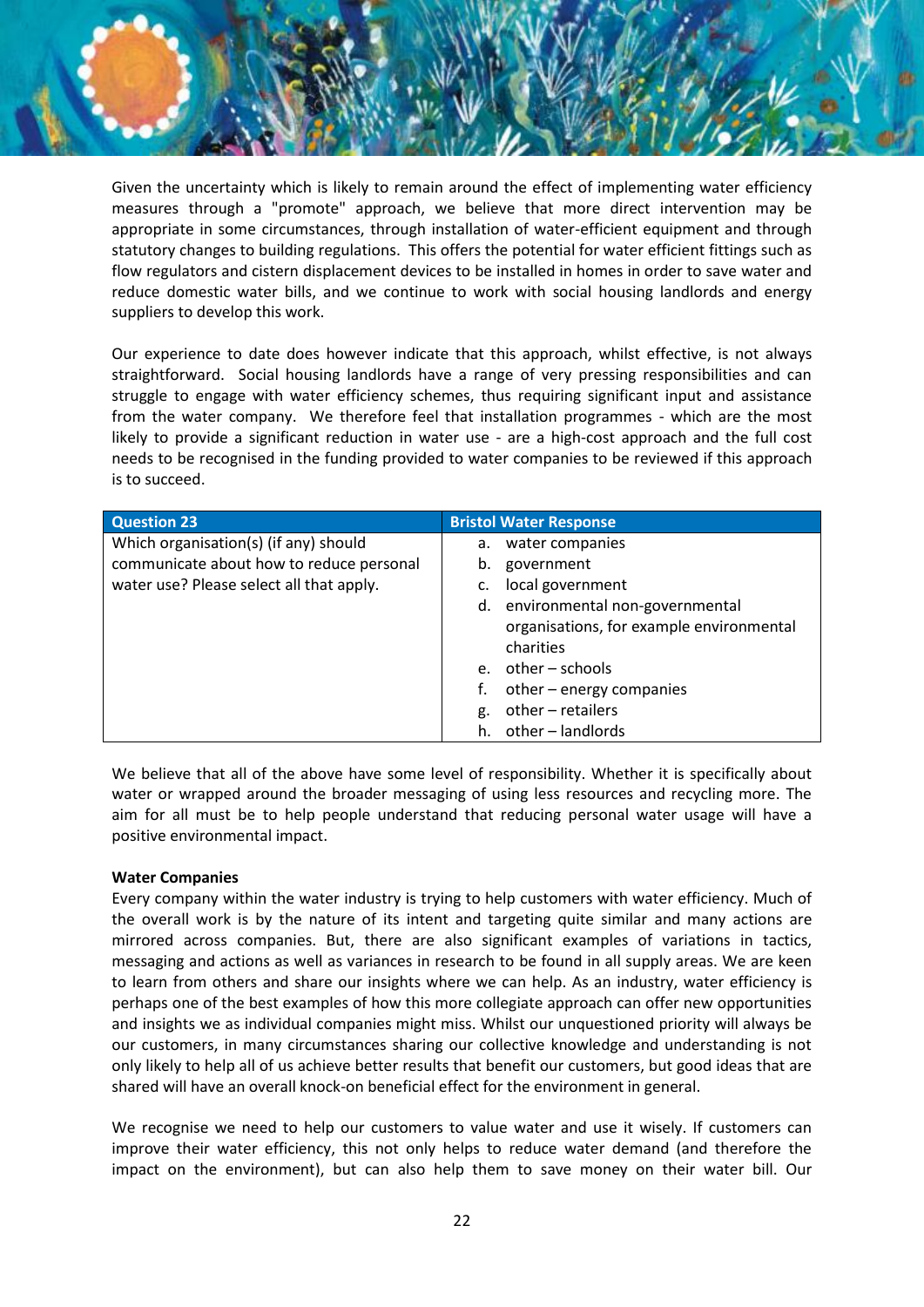Given the uncertainty which is likely to remain around the effect of implementing water efficiency measures through a "promote" approach, we believe that more direct intervention may be appropriate in some circumstances, through installation of water-efficient equipment and through statutory changes to building regulations. This offers the potential for water efficient fittings such as flow regulators and cistern displacement devices to be installed in homes in order to save water and reduce domestic water bills, and we continue to work with social housing landlords and energy suppliers to develop this work.

Our experience to date does however indicate that this approach, whilst effective, is not always straightforward. Social housing landlords have a range of very pressing responsibilities and can struggle to engage with water efficiency schemes, thus requiring significant input and assistance from the water company. We therefore feel that installation programmes - which are the most likely to provide a significant reduction in water use - are a high-cost approach and the full cost needs to be recognised in the funding provided to water companies to be reviewed if this approach is to succeed.

| Question 23 | Bristol Water Response |
|---|---|
| Which organisation(s) (if any) should communicate about how to reduce personal water use? Please select all that apply. | a. water companies<br>b. government<br>c. local government<br>d. environmental non-governmental organisations, for example environmental charities<br>e. other – schools<br>f. other – energy companies<br>g. other – retailers<br>h. other – landlords |

We believe that all of the above have some level of responsibility. Whether it is specifically about water or wrapped around the broader messaging of using less resources and recycling more. The aim for all must be to help people understand that reducing personal water usage will have a positive environmental impact.

**Water Companies**

Every company within the water industry is trying to help customers with water efficiency. Much of the overall work is by the nature of its intent and targeting quite similar and many actions are mirrored across companies. But, there are also significant examples of variations in tactics, messaging and actions as well as variances in research to be found in all supply areas. We are keen to learn from others and share our insights where we can help. As an industry, water efficiency is perhaps one of the best examples of how this more collegiate approach can offer new opportunities and insights we as individual companies might miss. Whilst our unquestioned priority will always be our customers, in many circumstances sharing our collective knowledge and understanding is not only likely to help all of us achieve better results that benefit our customers, but good ideas that are shared will have an overall knock-on beneficial effect for the environment in general.

We recognise we need to help our customers to value water and use it wisely. If customers can improve their water efficiency, this not only helps to reduce water demand (and therefore the impact on the environment), but can also help them to save money on their water bill. Our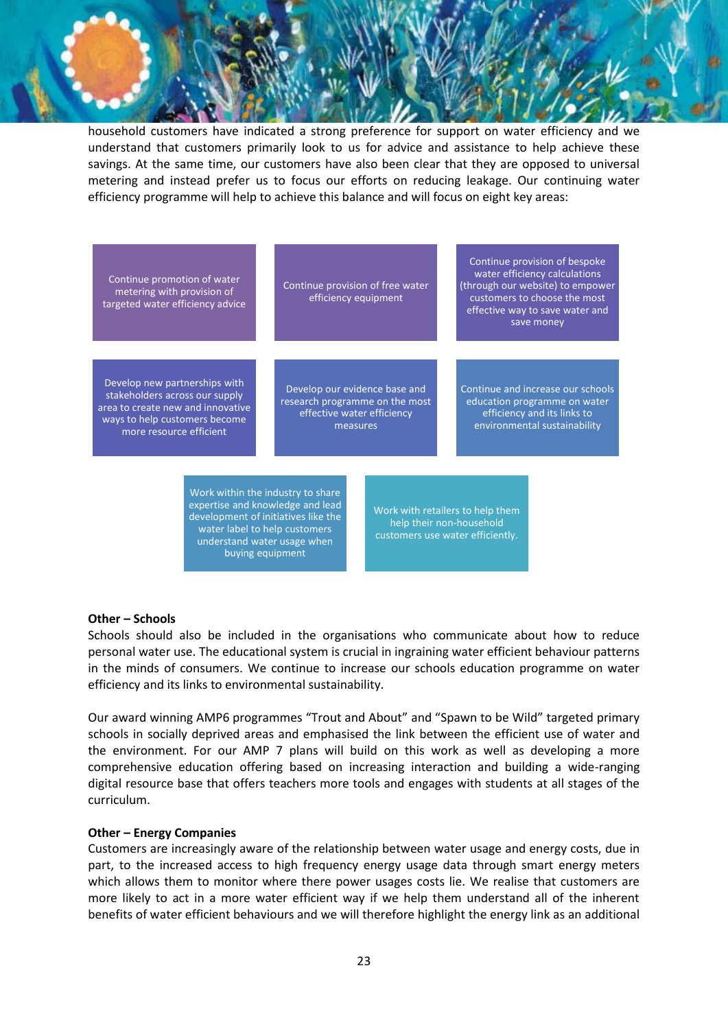household customers have indicated a strong preference for support on water efficiency and we understand that customers primarily look to us for advice and assistance to help achieve these savings. At the same time, our customers have also been clear that they are opposed to universal metering and instead prefer us to focus our efforts on reducing leakage. Our continuing water efficiency programme will help to achieve this balance and will focus on eight key areas:

- Continue promotion of water metering with provision of targeted water efficiency advice
- Continue provision of free water efficiency equipment
- Continue provision of bespoke water efficiency calculations (through our website) to empower customers to choose the most effective way to save water and save money
- Develop new partnerships with stakeholders across our supply area to create new and innovative ways to help customers become more resource efficient
- Develop our evidence base and research programme on the most effective water efficiency measures
- Continue and increase our schools education programme on water efficiency and its links to environmental sustainability
- Work within the industry to share expertise and knowledge and lead development of initiatives like the water label to help customers understand water usage when buying equipment
- Work with retailers to help them help their non-household customers use water efficiently.

**Other – Schools**

Schools should also be included in the organisations who communicate about how to reduce personal water use. The educational system is crucial in ingraining water efficient behaviour patterns in the minds of consumers. We continue to increase our schools education programme on water efficiency and its links to environmental sustainability.

Our award winning AMP6 programmes “Trout and About” and “Spawn to be Wild” targeted primary schools in socially deprived areas and emphasised the link between the efficient use of water and the environment. For our AMP 7 plans will build on this work as well as developing a more comprehensive education offering based on increasing interaction and building a wide-ranging digital resource base that offers teachers more tools and engages with students at all stages of the curriculum.

**Other – Energy Companies**

Customers are increasingly aware of the relationship between water usage and energy costs, due in part, to the increased access to high frequency energy usage data through smart energy meters which allows them to monitor where there power usages costs lie. We realise that customers are more likely to act in a more water efficient way if we help them understand all of the inherent benefits of water efficient behaviours and we will therefore highlight the energy link as an additional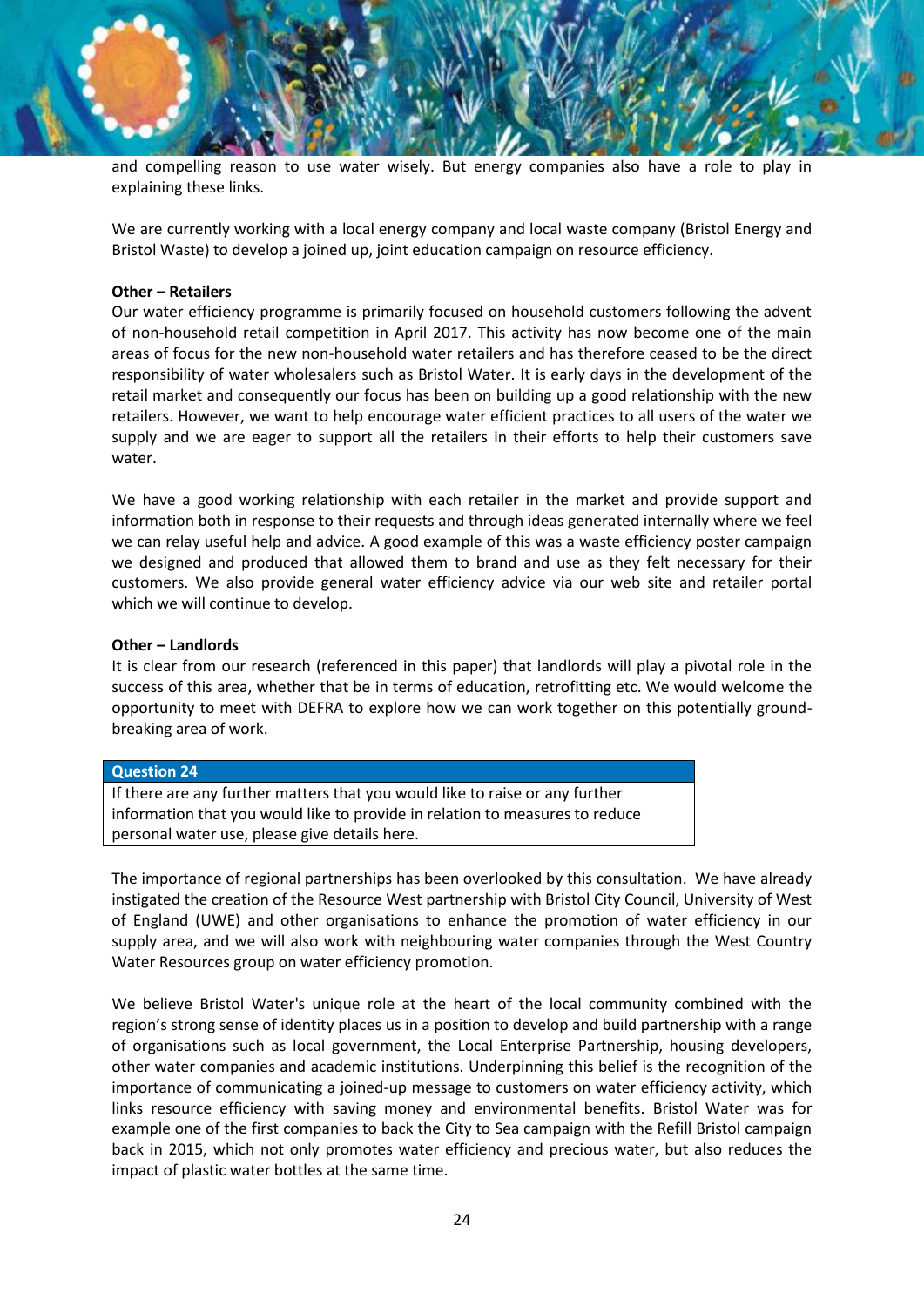and compelling reason to use water wisely. But energy companies also have a role to play in explaining these links.

We are currently working with a local energy company and local waste company (Bristol Energy and Bristol Waste) to develop a joined up, joint education campaign on resource efficiency.

**Other – Retailers**

Our water efficiency programme is primarily focused on household customers following the advent of non-household retail competition in April 2017. This activity has now become one of the main areas of focus for the new non-household water retailers and has therefore ceased to be the direct responsibility of water wholesalers such as Bristol Water. It is early days in the development of the retail market and consequently our focus has been on building up a good relationship with the new retailers. However, we want to help encourage water efficient practices to all users of the water we supply and we are eager to support all the retailers in their efforts to help their customers save water.

We have a good working relationship with each retailer in the market and provide support and information both in response to their requests and through ideas generated internally where we feel we can relay useful help and advice. A good example of this was a waste efficiency poster campaign we designed and produced that allowed them to brand and use as they felt necessary for their customers. We also provide general water efficiency advice via our web site and retailer portal which we will continue to develop.

**Other – Landlords**

It is clear from our research (referenced in this paper) that landlords will play a pivotal role in the success of this area, whether that be in terms of education, retrofitting etc. We would welcome the opportunity to meet with DEFRA to explore how we can work together on this potentially ground-breaking area of work.

| **Question 24** |
| --- |
| If there are any further matters that you would like to raise or any further information that you would like to provide in relation to measures to reduce personal water use, please give details here. |

The importance of regional partnerships has been overlooked by this consultation. We have already instigated the creation of the Resource West partnership with Bristol City Council, University of West of England (UWE) and other organisations to enhance the promotion of water efficiency in our supply area, and we will also work with neighbouring water companies through the West Country Water Resources group on water efficiency promotion.

We believe Bristol Water's unique role at the heart of the local community combined with the region's strong sense of identity places us in a position to develop and build partnership with a range of organisations such as local government, the Local Enterprise Partnership, housing developers, other water companies and academic institutions. Underpinning this belief is the recognition of the importance of communicating a joined-up message to customers on water efficiency activity, which links resource efficiency with saving money and environmental benefits. Bristol Water was for example one of the first companies to back the City to Sea campaign with the Refill Bristol campaign back in 2015, which not only promotes water efficiency and precious water, but also reduces the impact of plastic water bottles at the same time.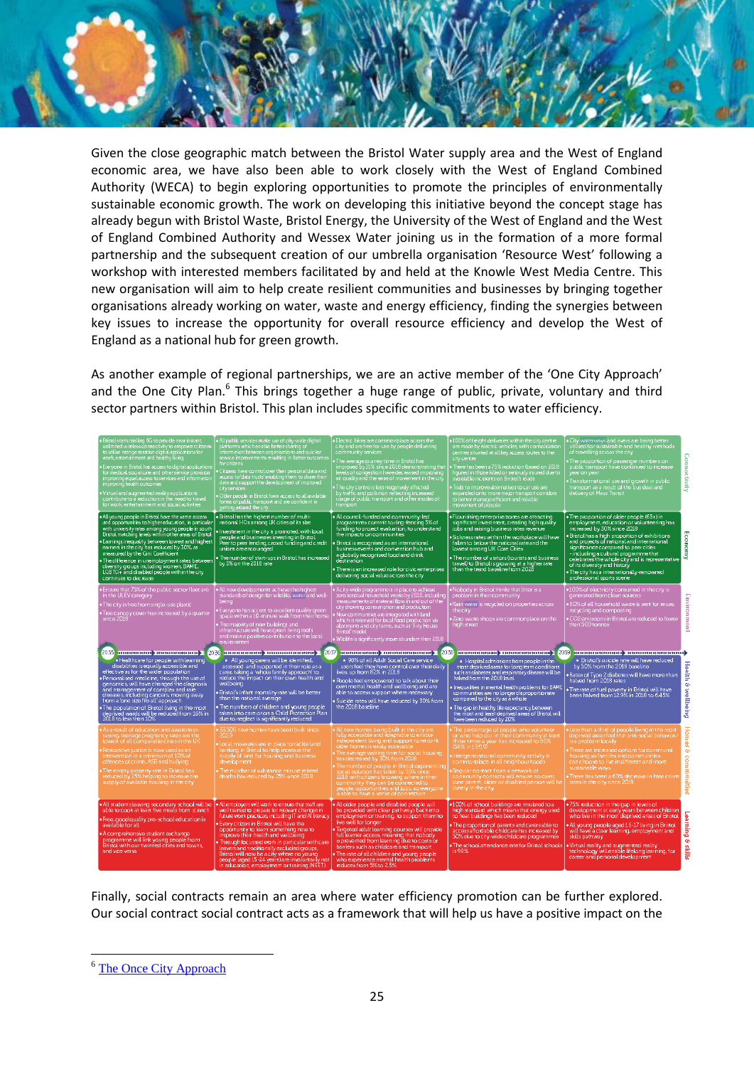Given the close geographic match between the Bristol Water supply area and the West of England economic area, we have also been able to work closely with the West of England Combined Authority (WECA) to begin exploring opportunities to promote the principles of environmentally sustainable economic growth. The work on developing this initiative beyond the concept stage has already begun with Bristol Waste, Bristol Energy, the University of the West of England and the West of England Combined Authority and Wessex Water joining us in the formation of a more formal partnership and the subsequent creation of our umbrella organisation 'Resource West' following a workshop with interested members facilitated by and held at the Knowle West Media Centre. This new organisation will aim to help create resilient communities and businesses by bringing together organisations already working on water, waste and energy efficiency, finding the synergies between key issues to increase the opportunity for overall resource efficiency and develop the West of England as a national hub for green growth.

As another example of regional partnerships, we are an active member of the 'One City Approach' and the One City Plan.[6] This brings together a huge range of public, private, voluntary and third sector partners within Bristol. This plan includes specific commitments to water efficiency.

Finally, social contracts remain an area where water efficiency promotion can be further explored. Our social contract social contract acts as a framework that will help us have a positive impact on the

[6] The Once City Approach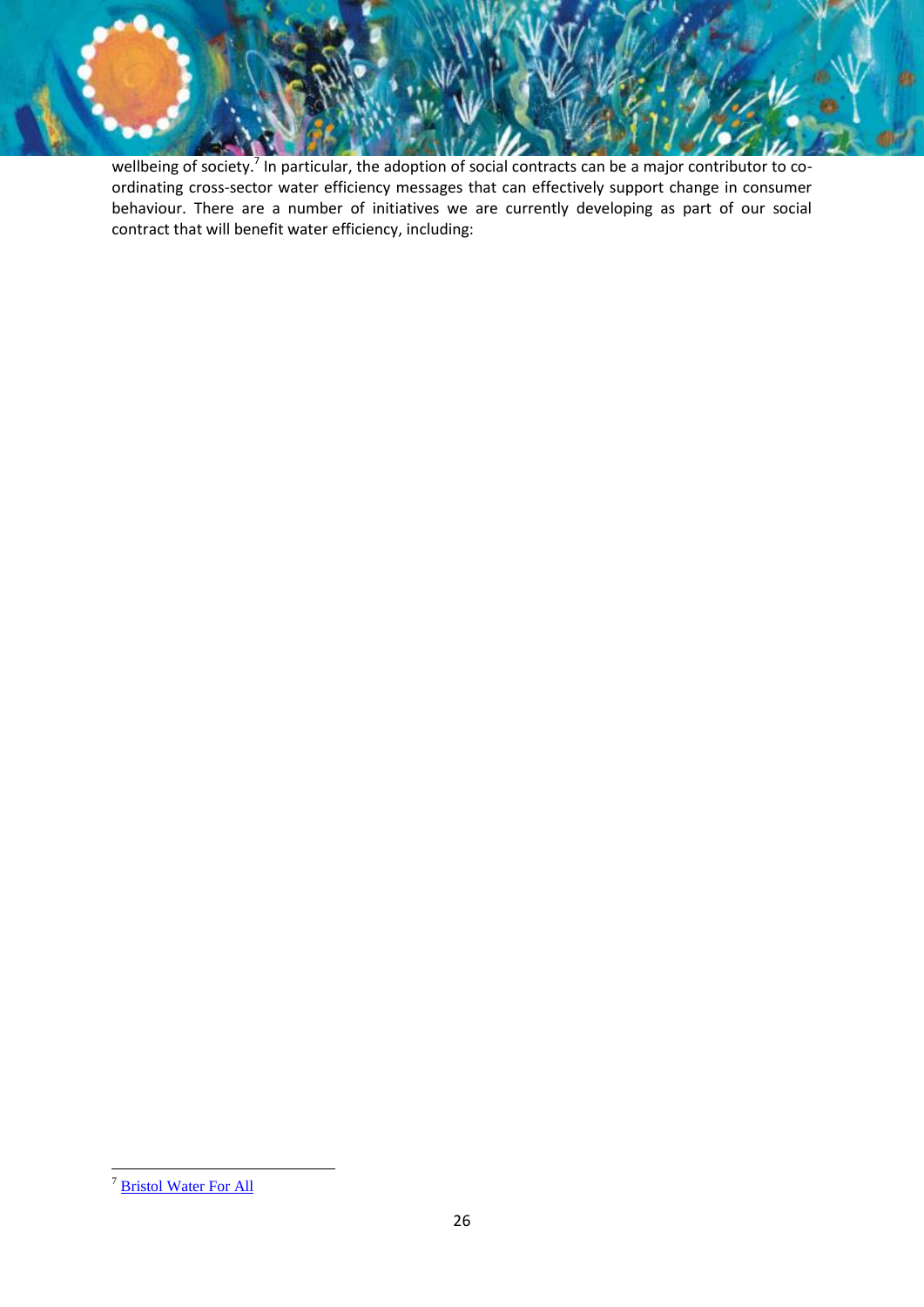wellbeing of society.[7] In particular, the adoption of social contracts can be a major contributor to co-ordinating cross-sector water efficiency messages that can effectively support change in consumer behaviour. There are a number of initiatives we are currently developing as part of our social contract that will benefit water efficiency, including:

---

[7] Bristol Water For All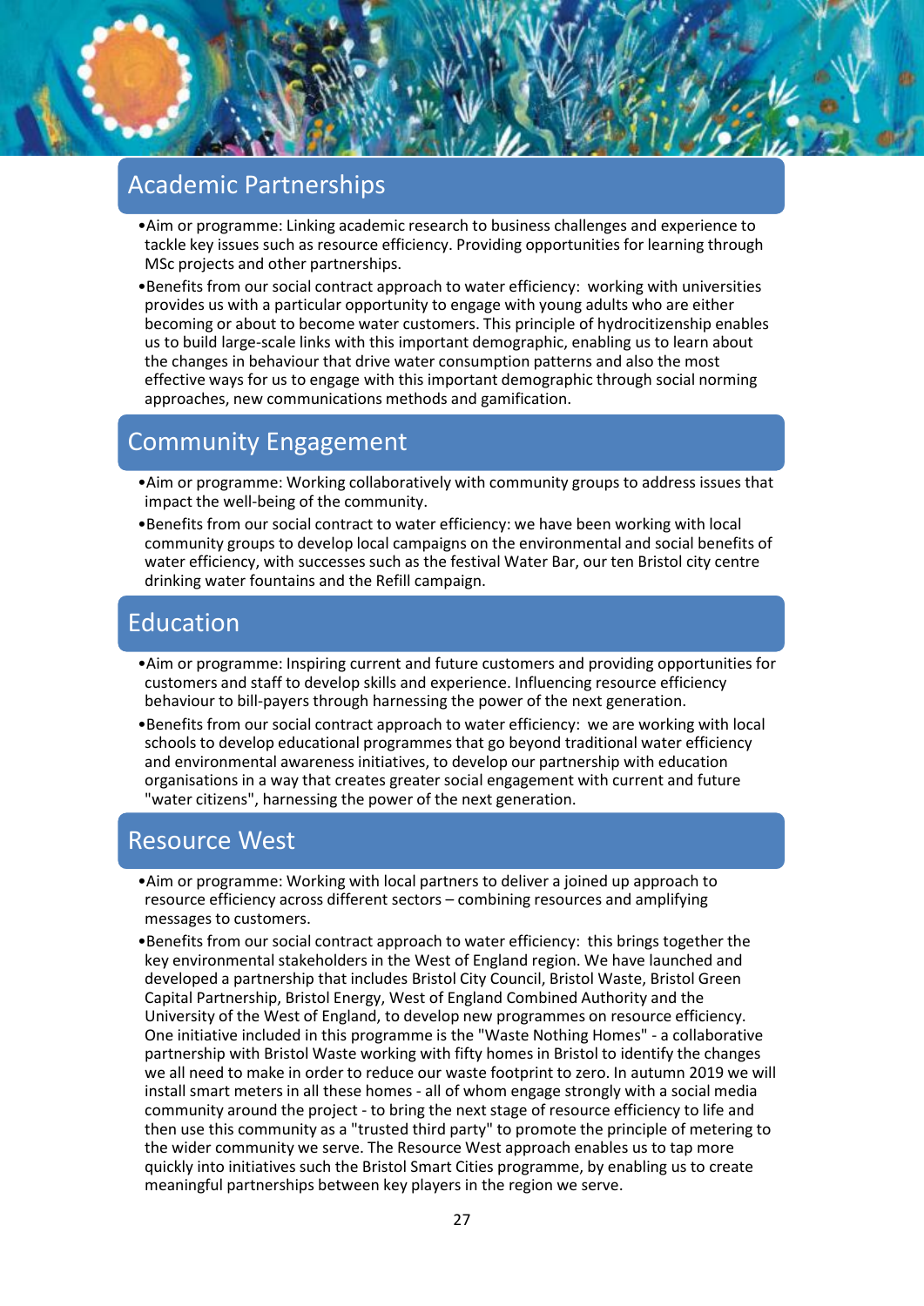## Academic Partnerships

- Aim or programme: Linking academic research to business challenges and experience to tackle key issues such as resource efficiency. Providing opportunities for learning through MSc projects and other partnerships.
- Benefits from our social contract approach to water efficiency: working with universities provides us with a particular opportunity to engage with young adults who are either becoming or about to become water customers. This principle of hydrocitizenship enables us to build large-scale links with this important demographic, enabling us to learn about the changes in behaviour that drive water consumption patterns and also the most effective ways for us to engage with this important demographic through social norming approaches, new communications methods and gamification.

## Community Engagement

- Aim or programme: Working collaboratively with community groups to address issues that impact the well-being of the community.
- Benefits from our social contract to water efficiency: we have been working with local community groups to develop local campaigns on the environmental and social benefits of water efficiency, with successes such as the festival Water Bar, our ten Bristol city centre drinking water fountains and the Refill campaign.

## Education

- Aim or programme: Inspiring current and future customers and providing opportunities for customers and staff to develop skills and experience. Influencing resource efficiency behaviour to bill-payers through harnessing the power of the next generation.
- Benefits from our social contract approach to water efficiency: we are working with local schools to develop educational programmes that go beyond traditional water efficiency and environmental awareness initiatives, to develop our partnership with education organisations in a way that creates greater social engagement with current and future "water citizens", harnessing the power of the next generation.

## Resource West

- Aim or programme: Working with local partners to deliver a joined up approach to resource efficiency across different sectors – combining resources and amplifying messages to customers.
- Benefits from our social contract approach to water efficiency: this brings together the key environmental stakeholders in the West of England region. We have launched and developed a partnership that includes Bristol City Council, Bristol Waste, Bristol Green Capital Partnership, Bristol Energy, West of England Combined Authority and the University of the West of England, to develop new programmes on resource efficiency. One initiative included in this programme is the "Waste Nothing Homes" - a collaborative partnership with Bristol Waste working with fifty homes in Bristol to identify the changes we all need to make in order to reduce our waste footprint to zero. In autumn 2019 we will install smart meters in all these homes - all of whom engage strongly with a social media community around the project - to bring the next stage of resource efficiency to life and then use this community as a "trusted third party" to promote the principle of metering to the wider community we serve. The Resource West approach enables us to tap more quickly into initiatives such the Bristol Smart Cities programme, by enabling us to create meaningful partnerships between key players in the region we serve.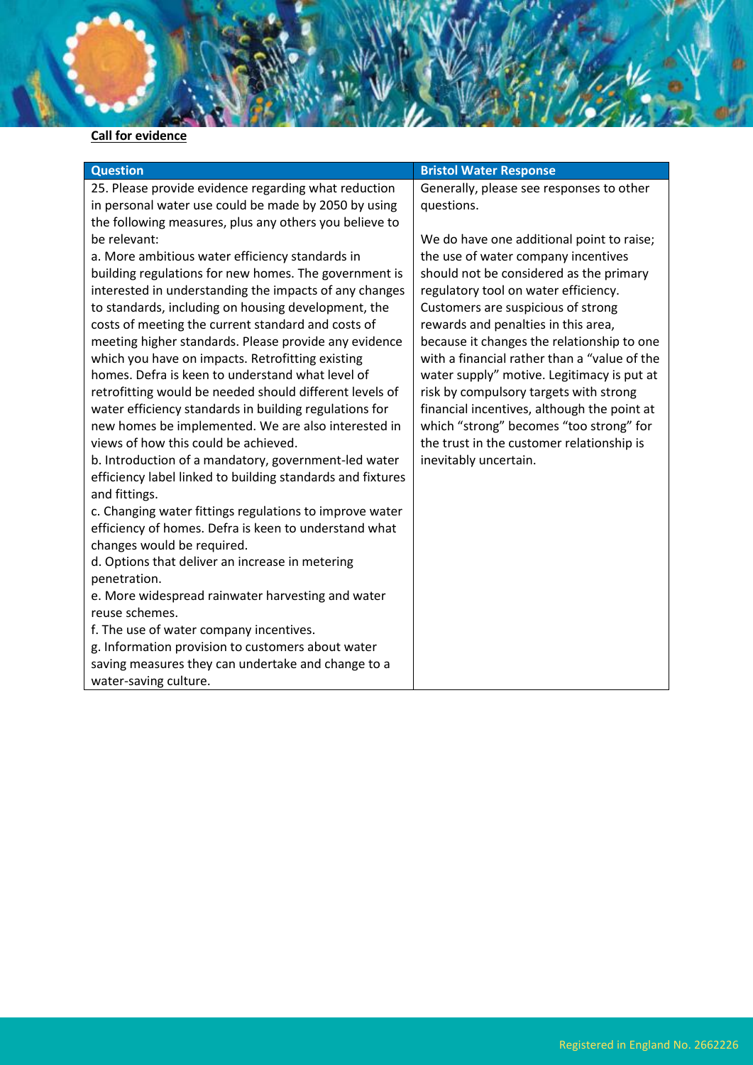**Call for evidence**

| Question | Bristol Water Response |
| --- | --- |
| 25. Please provide evidence regarding what reduction in personal water use could be made by 2050 by using the following measures, plus any others you believe to be relevant:<br>a. More ambitious water efficiency standards in building regulations for new homes. The government is interested in understanding the impacts of any changes to standards, including on housing development, the costs of meeting the current standard and costs of meeting higher standards. Please provide any evidence which you have on impacts. Retrofitting existing homes. Defra is keen to understand what level of retrofitting would be needed should different levels of water efficiency standards in building regulations for new homes be implemented. We are also interested in views of how this could be achieved.<br>b. Introduction of a mandatory, government-led water efficiency label linked to building standards and fixtures and fittings.<br>c. Changing water fittings regulations to improve water efficiency of homes. Defra is keen to understand what changes would be required.<br>d. Options that deliver an increase in metering penetration.<br>e. More widespread rainwater harvesting and water reuse schemes.<br>f. The use of water company incentives.<br>g. Information provision to customers about water saving measures they can undertake and change to a water-saving culture. | Generally, please see responses to other questions.<br><br>We do have one additional point to raise; the use of water company incentives should not be considered as the primary regulatory tool on water efficiency. Customers are suspicious of strong rewards and penalties in this area, because it changes the relationship to one with a financial rather than a "value of the water supply" motive. Legitimacy is put at risk by compulsory targets with strong financial incentives, although the point at which "strong" becomes "too strong" for the trust in the customer relationship is inevitably uncertain. |

Registered in England No. 2662226